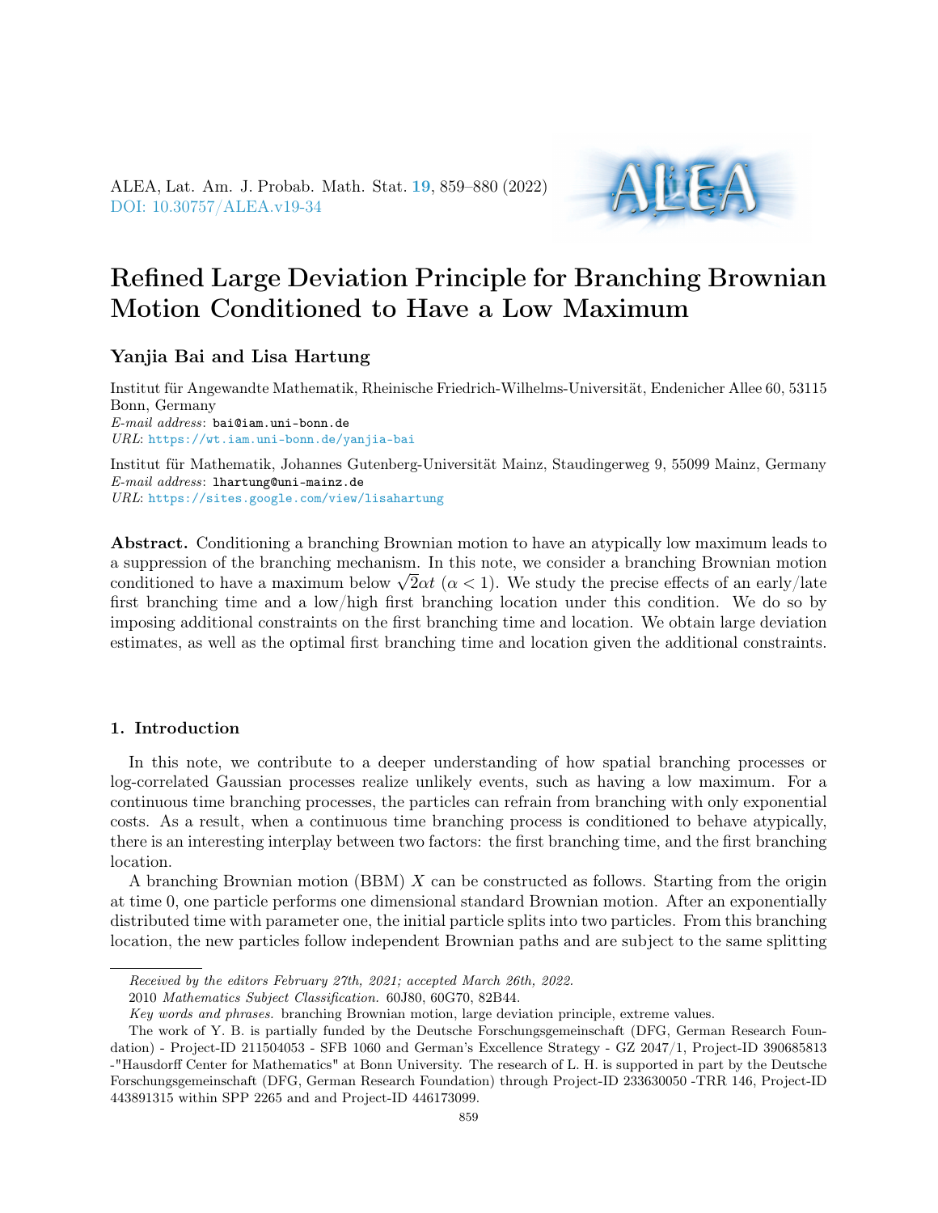# Refined Large Deviation Principle for Branching Brownian Motion Conditioned to Have a Low Maximum

**Yanjia Bai and Lisa Hartung**

Institut für Angewandte Mathematik, Rheinische Friedrich-Wilhelms-Universität, Endenicher Allee 60, 53115 Bonn, Germany
*E-mail address*: bai@iam.uni-bonn.de
*URL*: https://wt.iam.uni-bonn.de/yanjia-bai

Institut für Mathematik, Johannes Gutenberg-Universität Mainz, Staudingerweg 9, 55099 Mainz, Germany
*E-mail address*: lhartung@uni-mainz.de
*URL*: https://sites.google.com/view/lisahartung

**Abstract.** Conditioning a branching Brownian motion to have an atypically low maximum leads to a suppression of the branching mechanism. In this note, we consider a branching Brownian motion conditioned to have a maximum below $\sqrt{2}\alpha t$ ($\alpha < 1$). We study the precise effects of an early/late first branching time and a low/high first branching location under this condition. We do so by imposing additional constraints on the first branching time and location. We obtain large deviation estimates, as well as the optimal first branching time and location given the additional constraints.

## 1. Introduction

In this note, we contribute to a deeper understanding of how spatial branching processes or log-correlated Gaussian processes realize unlikely events, such as having a low maximum. For a continuous time branching processes, the particles can refrain from branching with only exponential costs. As a result, when a continuous time branching process is conditioned to behave atypically, there is an interesting interplay between two factors: the first branching time, and the first branching location.

A branching Brownian motion (BBM) $X$ can be constructed as follows. Starting from the origin at time 0, one particle performs one dimensional standard Brownian motion. After an exponentially distributed time with parameter one, the initial particle splits into two particles. From this branching location, the new particles follow independent Brownian paths and are subject to the same splitting

---

*Received by the editors February 27th, 2021; accepted March 26th, 2022.*

2010 *Mathematics Subject Classification.* 60J80, 60G70, 82B44.

*Key words and phrases.* branching Brownian motion, large deviation principle, extreme values.

The work of Y. B. is partially funded by the Deutsche Forschungsgemeinschaft (DFG, German Research Foundation) - Project-ID 211504053 - SFB 1060 and German's Excellence Strategy - GZ 2047/1, Project-ID 390685813 -"Hausdorff Center for Mathematics" at Bonn University. The research of L. H. is supported in part by the Deutsche Forschungsgemeinschaft (DFG, German Research Foundation) through Project-ID 233630050 -TRR 146, Project-ID 443891315 within SPP 2265 and and Project-ID 446173099.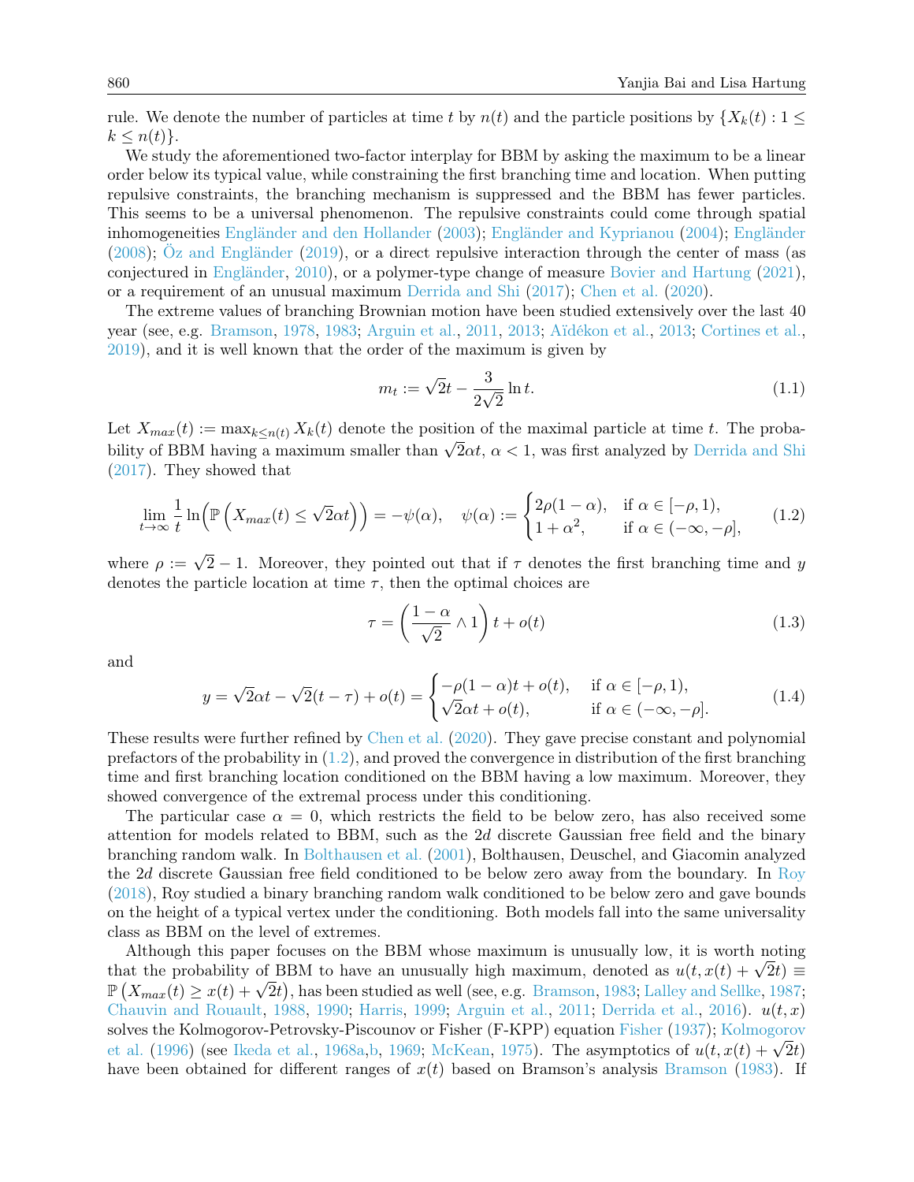rule. We denote the number of particles at time $t$ by $n(t)$ and the particle positions by $\{X_k(t) : 1 \leq k \leq n(t)\}$.

We study the aforementioned two-factor interplay for BBM by asking the maximum to be a linear order below its typical value, while constraining the first branching time and location. When putting repulsive constraints, the branching mechanism is suppressed and the BBM has fewer particles. This seems to be a universal phenomenon. The repulsive constraints could come through spatial inhomogeneities Engländer and den Hollander (2003); Engländer and Kyprianou (2004); Engländer (2008); Öz and Engländer (2019), or a direct repulsive interaction through the center of mass (as conjectured in Engländer, 2010), or a polymer-type change of measure Bovier and Hartung (2021), or a requirement of an unusual maximum Derrida and Shi (2017); Chen et al. (2020).

The extreme values of branching Brownian motion have been studied extensively over the last 40 year (see, e.g. Bramson, 1978, 1983; Arguin et al., 2011, 2013; Aïdékon et al., 2013; Cortines et al., 2019), and it is well known that the order of the maximum is given by

$$m_t := \sqrt{2}t - \frac{3}{2\sqrt{2}} \ln t. \tag{1.1}$$

Let $X_{max}(t) := \max_{k \leq n(t)} X_k(t)$ denote the position of the maximal particle at time $t$. The probability of BBM having a maximum smaller than $\sqrt{2}\alpha t$, $\alpha < 1$, was first analyzed by Derrida and Shi (2017). They showed that

$$\lim_{t\to\infty} \frac{1}{t} \ln\Big(\mathbb{P}\left(X_{max}(t) \leq \sqrt{2}\alpha t\right)\Big) = -\psi(\alpha), \quad \psi(\alpha) := \begin{cases} 2\rho(1-\alpha), & \text{if } \alpha \in [-\rho, 1), \\ 1+\alpha^2, & \text{if } \alpha \in (-\infty, -\rho], \end{cases} \tag{1.2}$$

where $\rho := \sqrt{2} - 1$. Moreover, they pointed out that if $\tau$ denotes the first branching time and $y$ denotes the particle location at time $\tau$, then the optimal choices are

$$\tau = \left(\frac{1-\alpha}{\sqrt{2}} \wedge 1\right) t + o(t) \tag{1.3}$$

and

$$y = \sqrt{2}\alpha t - \sqrt{2}(t-\tau) + o(t) = \begin{cases} -\rho(1-\alpha)t + o(t), & \text{if } \alpha \in [-\rho, 1), \\ \sqrt{2}\alpha t + o(t), & \text{if } \alpha \in (-\infty, -\rho]. \end{cases} \tag{1.4}$$

These results were further refined by Chen et al. (2020). They gave precise constant and polynomial prefactors of the probability in (1.2), and proved the convergence in distribution of the first branching time and first branching location conditioned on the BBM having a low maximum. Moreover, they showed convergence of the extremal process under this conditioning.

The particular case $\alpha = 0$, which restricts the field to be below zero, has also received some attention for models related to BBM, such as the $2d$ discrete Gaussian free field and the binary branching random walk. In Bolthausen et al. (2001), Bolthausen, Deuschel, and Giacomin analyzed the $2d$ discrete Gaussian free field conditioned to be below zero away from the boundary. In Roy (2018), Roy studied a binary branching random walk conditioned to be below zero and gave bounds on the height of a typical vertex under the conditioning. Both models fall into the same universality class as BBM on the level of extremes.

Although this paper focuses on the BBM whose maximum is unusually low, it is worth noting that the probability of BBM to have an unusually high maximum, denoted as $u(t, x(t) + \sqrt{2}t) \equiv \mathbb{P}\left(X_{max}(t) \geq x(t) + \sqrt{2}t\right)$, has been studied as well (see, e.g. Bramson, 1983; Lalley and Sellke, 1987; Chauvin and Rouault, 1988, 1990; Harris, 1999; Arguin et al., 2011; Derrida et al., 2016). $u(t, x)$ solves the Kolmogorov-Petrovsky-Piscounov or Fisher (F-KPP) equation Fisher (1937); Kolmogorov et al. (1996) (see Ikeda et al., 1968a,b, 1969; McKean, 1975). The asymptotics of $u(t, x(t) + \sqrt{2}t)$ have been obtained for different ranges of $x(t)$ based on Bramson's analysis Bramson (1983). If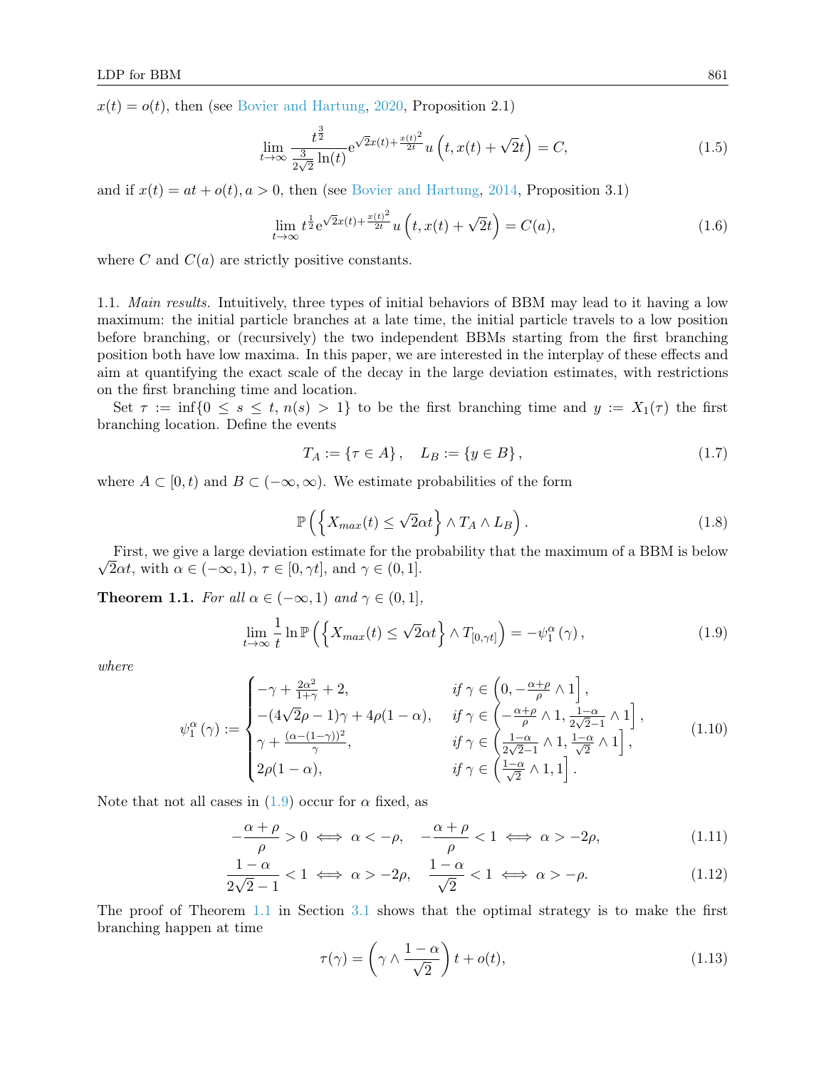$x(t) = o(t)$, then (see Bovier and Hartung, 2020, Proposition 2.1)

$$\lim_{t\to\infty} \frac{t^{\frac{3}{2}}}{\frac{3}{2\sqrt{2}}\ln(t)} \mathrm{e}^{\sqrt{2}x(t)+\frac{x(t)^2}{2t}} u\left(t, x(t)+\sqrt{2}t\right) = C, \tag{1.5}$$

and if $x(t) = at + o(t)$, $a > 0$, then (see Bovier and Hartung, 2014, Proposition 3.1)

$$\lim_{t\to\infty} t^{\frac{1}{2}} \mathrm{e}^{\sqrt{2}x(t)+\frac{x(t)^2}{2t}} u\left(t, x(t)+\sqrt{2}t\right) = C(a), \tag{1.6}$$

where $C$ and $C(a)$ are strictly positive constants.

1.1. *Main results.* Intuitively, three types of initial behaviors of BBM may lead to it having a low maximum: the initial particle branches at a late time, the initial particle travels to a low position before branching, or (recursively) the two independent BBMs starting from the first branching position both have low maxima. In this paper, we are interested in the interplay of these effects and aim at quantifying the exact scale of the decay in the large deviation estimates, with restrictions on the first branching time and location.

Set $\tau := \inf\{0 \leq s \leq t, n(s) > 1\}$ to be the first branching time and $y := X_1(\tau)$ the first branching location. Define the events

$$T_A := \{\tau \in A\}, \quad L_B := \{y \in B\}, \tag{1.7}$$

where $A \subset [0, t)$ and $B \subset (-\infty, \infty)$. We estimate probabilities of the form

$$\mathbb{P}\left(\left\{X_{max}(t) \leq \sqrt{2}\alpha t\right\} \wedge T_A \wedge L_B\right). \tag{1.8}$$

First, we give a large deviation estimate for the probability that the maximum of a BBM is below $\sqrt{2}\alpha t$, with $\alpha \in (-\infty, 1)$, $\tau \in [0, \gamma t]$, and $\gamma \in (0, 1]$.

**Theorem 1.1.** *For all $\alpha \in (-\infty, 1)$ and $\gamma \in (0, 1]$,*

$$\lim_{t\to\infty} \frac{1}{t} \ln \mathbb{P}\left(\left\{X_{max}(t) \leq \sqrt{2}\alpha t\right\} \wedge T_{[0,\gamma t]}\right) = -\psi_1^\alpha(\gamma), \tag{1.9}$$

*where*

$$\psi_1^\alpha(\gamma) := \begin{cases} -\gamma + \frac{2\alpha^2}{1+\gamma} + 2, & \text{if } \gamma \in \left(0, -\frac{\alpha+\rho}{\rho} \wedge 1\right], \\ -(4\sqrt{2}\rho - 1)\gamma + 4\rho(1-\alpha), & \text{if } \gamma \in \left(-\frac{\alpha+\rho}{\rho} \wedge 1, \frac{1-\alpha}{2\sqrt{2}-1} \wedge 1\right], \\ \gamma + \frac{(\alpha-(1-\gamma))^2}{\gamma}, & \text{if } \gamma \in \left(\frac{1-\alpha}{2\sqrt{2}-1} \wedge 1, \frac{1-\alpha}{\sqrt{2}} \wedge 1\right], \\ 2\rho(1-\alpha), & \text{if } \gamma \in \left(\frac{1-\alpha}{\sqrt{2}} \wedge 1, 1\right]. \end{cases} \tag{1.10}$$

Note that not all cases in (1.9) occur for $\alpha$ fixed, as

$$-\frac{\alpha+\rho}{\rho} > 0 \iff \alpha < -\rho, \quad -\frac{\alpha+\rho}{\rho} < 1 \iff \alpha > -2\rho, \tag{1.11}$$

$$\frac{1-\alpha}{2\sqrt{2}-1} < 1 \iff \alpha > -2\rho, \quad \frac{1-\alpha}{\sqrt{2}} < 1 \iff \alpha > -\rho. \tag{1.12}$$

The proof of Theorem 1.1 in Section 3.1 shows that the optimal strategy is to make the first branching happen at time

$$\tau(\gamma) = \left(\gamma \wedge \frac{1-\alpha}{\sqrt{2}}\right)t + o(t), \tag{1.13}$$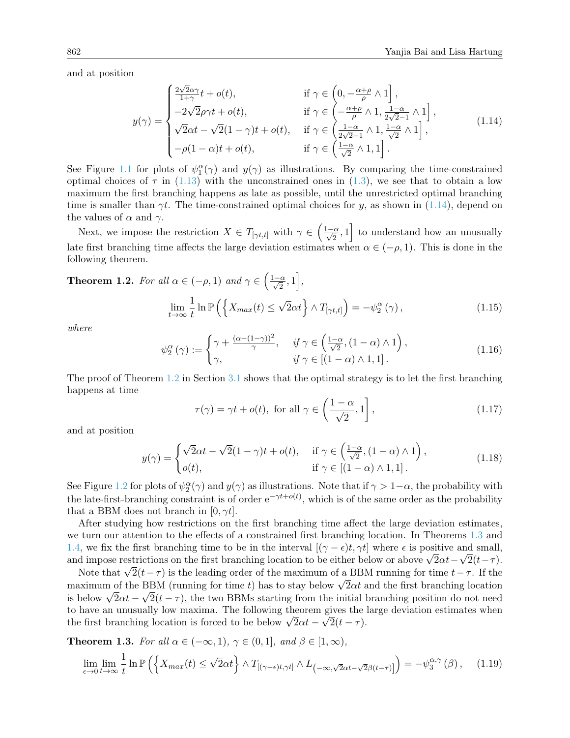and at position

$$y(\gamma) = \begin{cases} \frac{2\sqrt{2}\alpha\gamma}{1+\gamma}t + o(t), & \text{if } \gamma \in \left(0, -\frac{\alpha+\rho}{\rho} \wedge 1\right], \\ -2\sqrt{2}\rho\gamma t + o(t), & \text{if } \gamma \in \left(-\frac{\alpha+\rho}{\rho} \wedge 1, \frac{1-\alpha}{2\sqrt{2}-1} \wedge 1\right], \\ \sqrt{2}\alpha t - \sqrt{2}(1-\gamma)t + o(t), & \text{if } \gamma \in \left(\frac{1-\alpha}{2\sqrt{2}-1} \wedge 1, \frac{1-\alpha}{\sqrt{2}} \wedge 1\right], \\ -\rho(1-\alpha)t + o(t), & \text{if } \gamma \in \left(\frac{1-\alpha}{\sqrt{2}} \wedge 1, 1\right]. \end{cases} \tag{1.14}$$

See Figure 1.1 for plots of $\psi_1^\alpha(\gamma)$ and $y(\gamma)$ as illustrations. By comparing the time-constrained optimal choices of $\tau$ in (1.13) with the unconstrained ones in (1.3), we see that to obtain a low maximum the first branching happens as late as possible, until the unrestricted optimal branching time is smaller than $\gamma t$. The time-constrained optimal choices for $y$, as shown in (1.14), depend on the values of $\alpha$ and $\gamma$.

Next, we impose the restriction $X \in T_{[\gamma t,t]}$ with $\gamma \in \left(\frac{1-\alpha}{\sqrt{2}}, 1\right]$ to understand how an unusually late first branching time affects the large deviation estimates when $\alpha \in (-\rho, 1)$. This is done in the following theorem.

**Theorem 1.2.** *For all $\alpha \in (-\rho, 1)$ and $\gamma \in \left(\frac{1-\alpha}{\sqrt{2}}, 1\right]$,*

$$\lim_{t\to\infty} \frac{1}{t} \ln \mathbb{P}\left(\left\{X_{max}(t) \leq \sqrt{2}\alpha t\right\} \wedge T_{[\gamma t,t]}\right) = -\psi_2^\alpha(\gamma), \tag{1.15}$$

*where*

$$\psi_2^\alpha(\gamma) := \begin{cases} \gamma + \frac{(\alpha-(1-\gamma))^2}{\gamma}, & \text{if } \gamma \in \left(\frac{1-\alpha}{\sqrt{2}}, (1-\alpha) \wedge 1\right), \\ \gamma, & \text{if } \gamma \in [(1-\alpha) \wedge 1, 1]. \end{cases} \tag{1.16}$$

The proof of Theorem 1.2 in Section 3.1 shows that the optimal strategy is to let the first branching happens at time

$$\tau(\gamma) = \gamma t + o(t), \text{ for all } \gamma \in \left(\frac{1-\alpha}{\sqrt{2}}, 1\right], \tag{1.17}$$

and at position

$$y(\gamma) = \begin{cases} \sqrt{2}\alpha t - \sqrt{2}(1-\gamma)t + o(t), & \text{if } \gamma \in \left(\frac{1-\alpha}{\sqrt{2}}, (1-\alpha) \wedge 1\right), \\ o(t), & \text{if } \gamma \in [(1-\alpha) \wedge 1, 1]. \end{cases} \tag{1.18}$$

See Figure 1.2 for plots of $\psi_2^\alpha(\gamma)$ and $y(\gamma)$ as illustrations. Note that if $\gamma > 1-\alpha$, the probability with the late-first-branching constraint is of order $e^{-\gamma t + o(t)}$, which is of the same order as the probability that a BBM does not branch in $[0, \gamma t]$.

After studying how restrictions on the first branching time affect the large deviation estimates, we turn our attention to the effects of a constrained first branching location. In Theorems 1.3 and 1.4, we fix the first branching time to be in the interval $[(\gamma-\epsilon)t, \gamma t]$ where $\epsilon$ is positive and small, and impose restrictions on the first branching location to be either below or above $\sqrt{2}\alpha t - \sqrt{2}(t-\tau)$.

Note that $\sqrt{2}(t-\tau)$ is the leading order of the maximum of a BBM running for time $t-\tau$. If the maximum of the BBM (running for time $t$) has to stay below $\sqrt{2}\alpha t$ and the first branching location is below $\sqrt{2}\alpha t - \sqrt{2}(t-\tau)$, the two BBMs starting from the initial branching position do not need to have an unusually low maxima. The following theorem gives the large deviation estimates when the first branching location is forced to be below $\sqrt{2}\alpha t - \sqrt{2}(t-\tau)$.

**Theorem 1.3.** *For all $\alpha \in (-\infty, 1)$, $\gamma \in (0, 1]$, and $\beta \in [1, \infty)$,*

$$\lim_{\epsilon\to 0}\lim_{t\to\infty} \frac{1}{t} \ln \mathbb{P}\left(\left\{X_{max}(t) \leq \sqrt{2}\alpha t\right\} \wedge T_{[(\gamma-\epsilon)t,\gamma t]} \wedge L_{\left(-\infty, \sqrt{2}\alpha t - \sqrt{2}\beta(t-\tau)\right]}\right) = -\psi_3^{\alpha,\gamma}(\beta), \tag{1.19}$$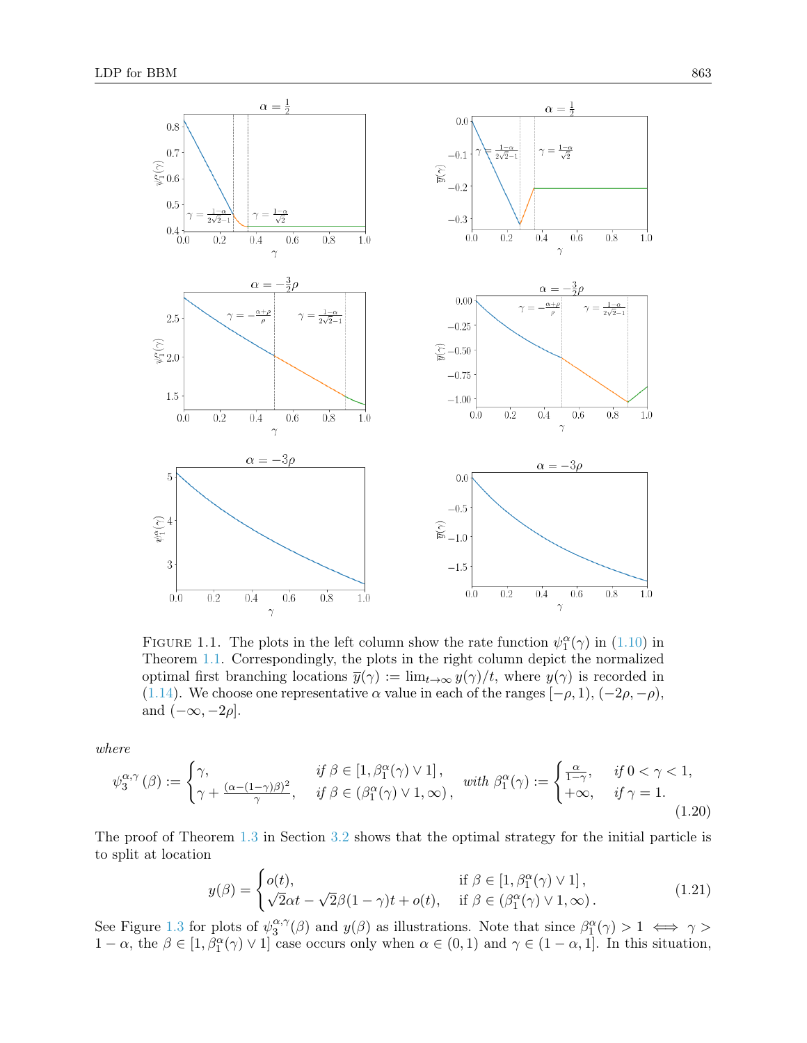FIGURE 1.1. The plots in the left column show the rate function $\psi_1^\alpha(\gamma)$ in (1.10) in Theorem 1.1. Correspondingly, the plots in the right column depict the normalized optimal first branching locations $\overline{y}(\gamma) := \lim_{t\to\infty} y(\gamma)/t$, where $y(\gamma)$ is recorded in (1.14). We choose one representative $\alpha$ value in each of the ranges $[-\rho, 1)$, $(-2\rho, -\rho)$, and $(-\infty, -2\rho]$.

*where*

$$\psi_3^{\alpha,\gamma}(\beta) := \begin{cases} \gamma, & \text{if } \beta \in [1, \beta_1^\alpha(\gamma) \vee 1], \\ \gamma + \frac{(\alpha-(1-\gamma)\beta)^2}{\gamma}, & \text{if } \beta \in (\beta_1^\alpha(\gamma) \vee 1, \infty), \end{cases} \quad \text{with } \beta_1^\alpha(\gamma) := \begin{cases} \frac{\alpha}{1-\gamma}, & \text{if } 0 < \gamma < 1, \\ +\infty, & \text{if } \gamma = 1. \end{cases} \tag{1.20}$$

The proof of Theorem 1.3 in Section 3.2 shows that the optimal strategy for the initial particle is to split at location

$$y(\beta) = \begin{cases} o(t), & \text{if } \beta \in [1, \beta_1^\alpha(\gamma) \vee 1], \\ \sqrt{2}\alpha t - \sqrt{2}\beta(1-\gamma)t + o(t), & \text{if } \beta \in (\beta_1^\alpha(\gamma) \vee 1, \infty). \end{cases} \tag{1.21}$$

See Figure 1.3 for plots of $\psi_3^{\alpha,\gamma}(\beta)$ and $y(\beta)$ as illustrations. Note that since $\beta_1^\alpha(\gamma) > 1 \iff \gamma > 1-\alpha$, the $\beta \in [1, \beta_1^\alpha(\gamma) \vee 1]$ case occurs only when $\alpha \in (0,1)$ and $\gamma \in (1-\alpha, 1]$. In this situation,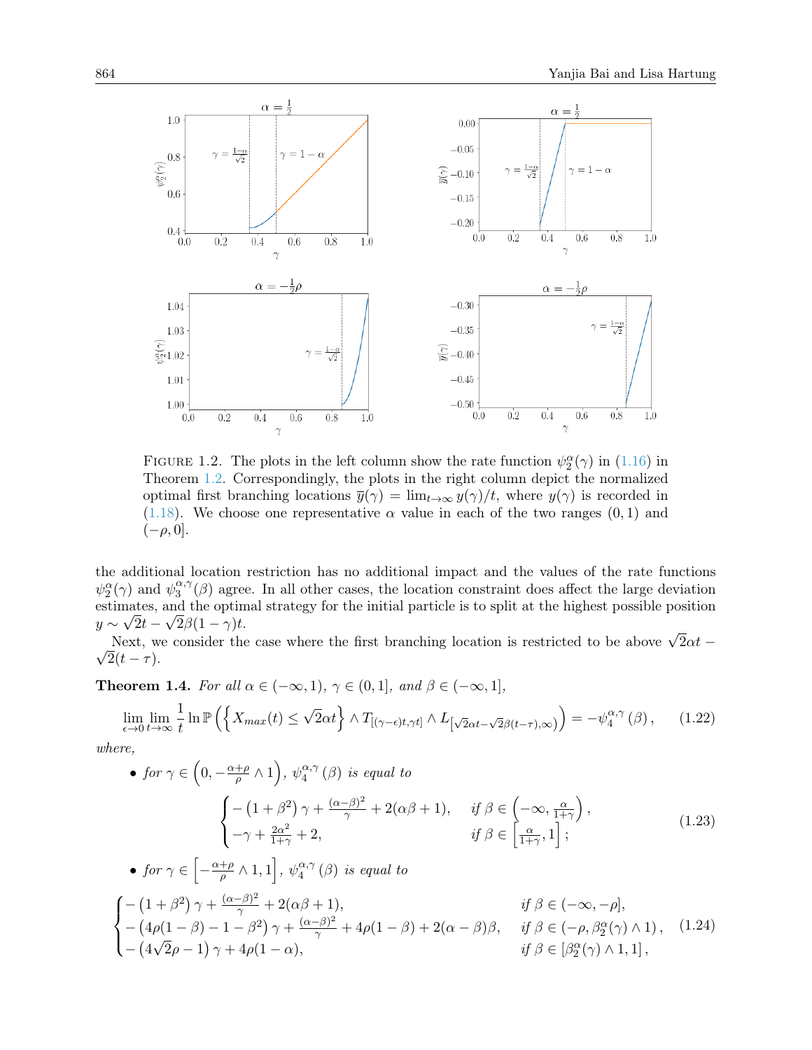$\alpha = \frac{1}{2}$

$\psi_2^\alpha(\gamma)$

$\gamma = \frac{1-\alpha}{\sqrt{2}}$ $\gamma = 1 - \alpha$

$\gamma$

$\alpha = \frac{1}{2}$

$\overline{y}(\gamma)$

$\gamma = \frac{1-\alpha}{\sqrt{2}}$ $\gamma = 1 - \alpha$

$\gamma$

$\alpha = -\frac{1}{2}\rho$

$\psi_2^\alpha(\gamma)$

$\gamma = \frac{1-\alpha}{\sqrt{2}}$

$\gamma$

$\alpha = -\frac{1}{2}\rho$

$\overline{y}(\gamma)$

$\gamma = \frac{1-\alpha}{\sqrt{2}}$

$\gamma$

FIGURE 1.2. The plots in the left column show the rate function $\psi_2^\alpha(\gamma)$ in (1.16) in Theorem 1.2. Correspondingly, the plots in the right column depict the normalized optimal first branching locations $\overline{y}(\gamma) = \lim_{t\to\infty} y(\gamma)/t$, where $y(\gamma)$ is recorded in (1.18). We choose one representative $\alpha$ value in each of the two ranges $(0,1)$ and $(-\rho, 0]$.

the additional location restriction has no additional impact and the values of the rate functions $\psi_2^\alpha(\gamma)$ and $\psi_3^{\alpha,\gamma}(\beta)$ agree. In all other cases, the location constraint does affect the large deviation estimates, and the optimal strategy for the initial particle is to split at the highest possible position $y \sim \sqrt{2}t - \sqrt{2}\beta(1-\gamma)t$.

Next, we consider the case where the first branching location is restricted to be above $\sqrt{2}\alpha t - \sqrt{2}(t-\tau)$.

**Theorem 1.4.** *For all $\alpha \in (-\infty, 1)$, $\gamma \in (0,1]$, and $\beta \in (-\infty, 1]$,*

$$\lim_{\epsilon\to 0}\lim_{t\to\infty}\frac{1}{t}\ln \mathbb{P}\left(\left\{X_{max}(t) \le \sqrt{2}\alpha t\right\} \wedge T_{[(\gamma-\epsilon)t,\gamma t]} \wedge L_{\left[\sqrt{2}\alpha t - \sqrt{2}\beta(t-\tau),\infty\right)}\right) = -\psi_4^{\alpha,\gamma}(\beta)\,, \tag{1.22}$$

*where,*

- *for $\gamma \in \left(0, -\frac{\alpha+\rho}{\rho} \wedge 1\right)$, $\psi_4^{\alpha,\gamma}(\beta)$ is equal to*

$$\begin{cases} -\left(1+\beta^2\right)\gamma + \frac{(\alpha-\beta)^2}{\gamma} + 2(\alpha\beta+1), & \text{if } \beta \in \left(-\infty, \frac{\alpha}{1+\gamma}\right), \\ -\gamma + \frac{2\alpha^2}{1+\gamma} + 2, & \text{if } \beta \in \left[\frac{\alpha}{1+\gamma}, 1\right]; \end{cases} \tag{1.23}$$

- *for $\gamma \in \left[-\frac{\alpha+\rho}{\rho} \wedge 1, 1\right]$, $\psi_4^{\alpha,\gamma}(\beta)$ is equal to*

$$\begin{cases} -\left(1+\beta^2\right)\gamma + \frac{(\alpha-\beta)^2}{\gamma} + 2(\alpha\beta+1), & \text{if } \beta \in (-\infty, -\rho], \\ -\left(4\rho(1-\beta) - 1 - \beta^2\right)\gamma + \frac{(\alpha-\beta)^2}{\gamma} + 4\rho(1-\beta) + 2(\alpha-\beta)\beta, & \text{if } \beta \in (-\rho, \beta_2^\alpha(\gamma) \wedge 1)\,, \\ -\left(4\sqrt{2}\rho - 1\right)\gamma + 4\rho(1-\alpha), & \text{if } \beta \in [\beta_2^\alpha(\gamma) \wedge 1, 1]\,, \end{cases} \tag{1.24}$$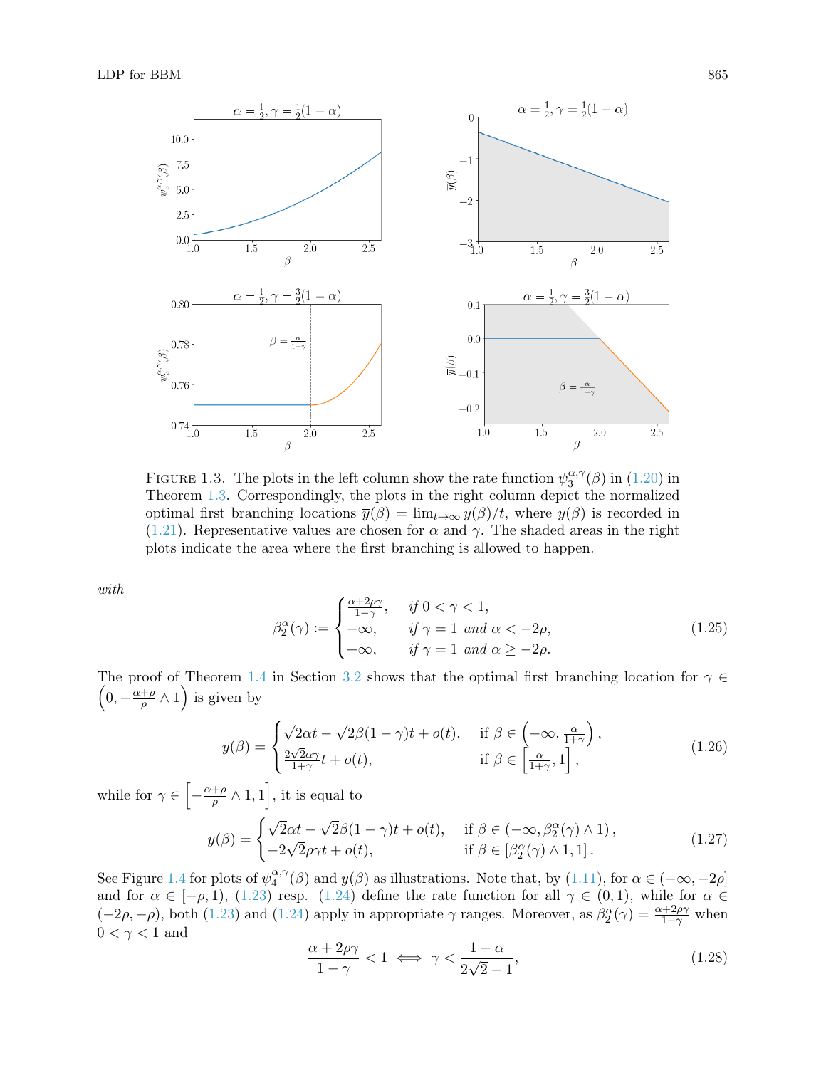$\alpha = \frac{1}{2}, \gamma = \frac{1}{2}(1-\alpha)$

10.0
7.5
5.0
2.5
0.0
1.0 1.5 2.0 2.5
$\beta$
$\psi_3^{\alpha,\gamma}(\beta)$

$\alpha = \frac{1}{2}, \gamma = \frac{1}{2}(1-\alpha)$

0
−1
−2
−3
1.0 1.5 2.0 2.5
$\beta$
$\overline{y}(\beta)$

$\alpha = \frac{1}{2}, \gamma = \frac{3}{2}(1-\alpha)$

0.80
0.78
0.76
0.74
1.0 1.5 2.0 2.5
$\beta$
$\psi_3^{\alpha,\gamma}(\beta)$
$\beta = \frac{\alpha}{1-\gamma}$

$\alpha = \frac{1}{2}, \gamma = \frac{3}{2}(1-\alpha)$

0.1
0.0
−0.1
−0.2
1.0 1.5 2.0 2.5
$\beta$
$\overline{y}(\beta)$
$\beta = \frac{\alpha}{1-\gamma}$

FIGURE 1.3. The plots in the left column show the rate function $\psi_3^{\alpha,\gamma}(\beta)$ in (1.20) in Theorem 1.3. Correspondingly, the plots in the right column depict the normalized optimal first branching locations $\overline{y}(\beta) = \lim_{t\to\infty} y(\beta)/t$, where $y(\beta)$ is recorded in (1.21). Representative values are chosen for $\alpha$ and $\gamma$. The shaded areas in the right plots indicate the area where the first branching is allowed to happen.

*with*

$$\beta_2^{\alpha}(\gamma) := \begin{cases} \frac{\alpha+2\rho\gamma}{1-\gamma}, & \text{if } 0<\gamma<1, \\ -\infty, & \text{if } \gamma = 1 \text{ and } \alpha < -2\rho, \\ +\infty, & \text{if } \gamma = 1 \text{ and } \alpha \geq -2\rho. \end{cases} \tag{1.25}$$

The proof of Theorem 1.4 in Section 3.2 shows that the optimal first branching location for $\gamma \in \left(0, -\frac{\alpha+\rho}{\rho} \wedge 1\right)$ is given by

$$y(\beta) = \begin{cases} \sqrt{2}\alpha t - \sqrt{2}\beta(1-\gamma)t + o(t), & \text{if } \beta \in \left(-\infty, \frac{\alpha}{1+\gamma}\right), \\ \frac{2\sqrt{2}\alpha\gamma}{1+\gamma}t + o(t), & \text{if } \beta \in \left[\frac{\alpha}{1+\gamma}, 1\right], \end{cases} \tag{1.26}$$

while for $\gamma \in \left[-\frac{\alpha+\rho}{\rho} \wedge 1, 1\right]$, it is equal to

$$y(\beta) = \begin{cases} \sqrt{2}\alpha t - \sqrt{2}\beta(1-\gamma)t + o(t), & \text{if } \beta \in (-\infty, \beta_2^{\alpha}(\gamma) \wedge 1), \\ -2\sqrt{2}\rho\gamma t + o(t), & \text{if } \beta \in [\beta_2^{\alpha}(\gamma) \wedge 1, 1]. \end{cases} \tag{1.27}$$

See Figure 1.4 for plots of $\psi_4^{\alpha,\gamma}(\beta)$ and $y(\beta)$ as illustrations. Note that, by (1.11), for $\alpha \in (-\infty, -2\rho]$ and for $\alpha \in [-\rho, 1)$, (1.23) resp. (1.24) define the rate function for all $\gamma \in (0,1)$, while for $\alpha \in (-2\rho, -\rho)$, both (1.23) and (1.24) apply in appropriate $\gamma$ ranges. Moreover, as $\beta_2^{\alpha}(\gamma) = \frac{\alpha+2\rho\gamma}{1-\gamma}$ when $0<\gamma<1$ and

$$\frac{\alpha+2\rho\gamma}{1-\gamma} < 1 \iff \gamma < \frac{1-\alpha}{2\sqrt{2}-1}, \tag{1.28}$$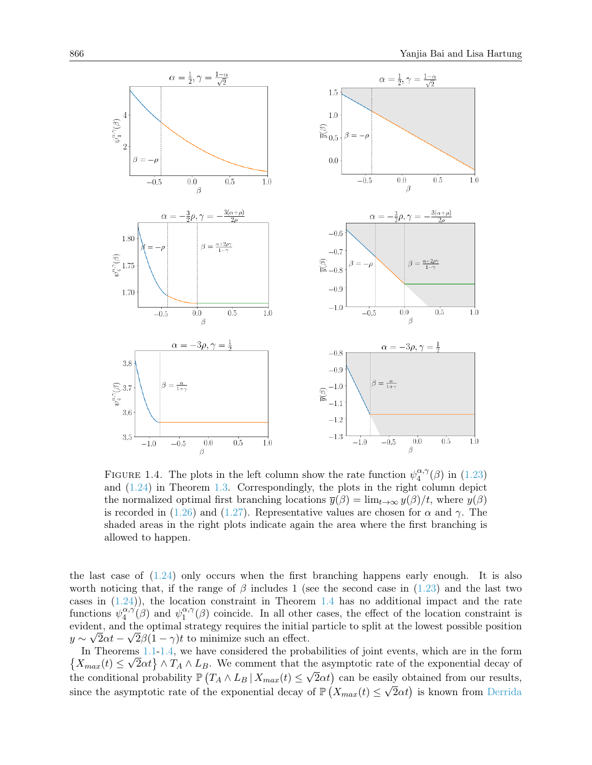$\alpha = \frac{1}{2}, \gamma = \frac{1-\alpha}{\sqrt{2}}$

$\psi_4^{\alpha,\gamma}(\beta)$

4

2

$\beta = -\rho$

−0.5 0.0 0.5 1.0

$\beta$

$\alpha = \frac{1}{2}, \gamma = \frac{1-\alpha}{\sqrt{2}}$

$\overline{y}(\beta)$

1.5

1.0

0.5

0.0

$\beta = -\rho$

−0.5 0.0 0.5 1.0

$\beta$

$\alpha = -\frac{3}{2}\rho, \gamma = -\frac{3(\alpha+\rho)}{2\rho}$

$\psi_4^{\alpha,\gamma}(\beta)$

1.80

1.75

1.70

$\beta = -\rho$

$\beta = \frac{\alpha+2\rho\gamma}{1-\gamma}$

−0.5 0.0 0.5 1.0

$\beta$

$\alpha = -\frac{3}{2}\rho, \gamma = -\frac{3(\alpha+\rho)}{2\rho}$

$\overline{y}(\beta)$

−0.6

−0.7

−0.8

−0.9

−1.0

$\beta = -\rho$

$\beta = \frac{\alpha+2\rho\gamma}{1-\gamma}$

−0.5 0.0 0.5 1.0

$\beta$

$\alpha = -3\rho, \gamma = \frac{1}{2}$

$\psi_4^{\alpha,\gamma}(\beta)$

3.8

3.7

3.6

3.5

$\beta = \frac{\alpha}{1+\gamma}$

−1.0 −0.5 0.0 0.5 1.0

$\beta$

$\alpha = -3\rho, \gamma = \frac{1}{2}$

$\overline{y}(\beta)$

−0.8

−0.9

−1.0

−1.1

−1.2

−1.3

$\beta = \frac{\alpha}{1+\gamma}$

−1.0 −0.5 0.0 0.5 1.0

$\beta$

Figure 1.4. The plots in the left column show the rate function $\psi_4^{\alpha,\gamma}(\beta)$ in (1.23) and (1.24) in Theorem 1.3. Correspondingly, the plots in the right column depict the normalized optimal first branching locations $\overline{y}(\beta) = \lim_{t\to\infty} y(\beta)/t$, where $y(\beta)$ is recorded in (1.26) and (1.27). Representative values are chosen for $\alpha$ and $\gamma$. The shaded areas in the right plots indicate again the area where the first branching is allowed to happen.

the last case of (1.24) only occurs when the first branching happens early enough. It is also worth noticing that, if the range of $\beta$ includes 1 (see the second case in (1.23) and the last two cases in (1.24)), the location constraint in Theorem 1.4 has no additional impact and the rate functions $\psi_4^{\alpha,\gamma}(\beta)$ and $\psi_1^{\alpha,\gamma}(\beta)$ coincide. In all other cases, the effect of the location constraint is evident, and the optimal strategy requires the initial particle to split at the lowest possible position $y \sim \sqrt{2}\alpha t - \sqrt{2}\beta(1-\gamma)t$ to minimize such an effect.

In Theorems 1.1-1.4, we have considered the probabilities of joint events, which are in the form $\{X_{max}(t) \le \sqrt{2}\alpha t\} \wedge T_A \wedge L_B$. We comment that the asymptotic rate of the exponential decay of the conditional probability $\mathbb{P}\left(T_A \wedge L_B \,|\, X_{max}(t) \le \sqrt{2}\alpha t\right)$ can be easily obtained from our results, since the asymptotic rate of the exponential decay of $\mathbb{P}\left(X_{max}(t) \le \sqrt{2}\alpha t\right)$ is known from Derrida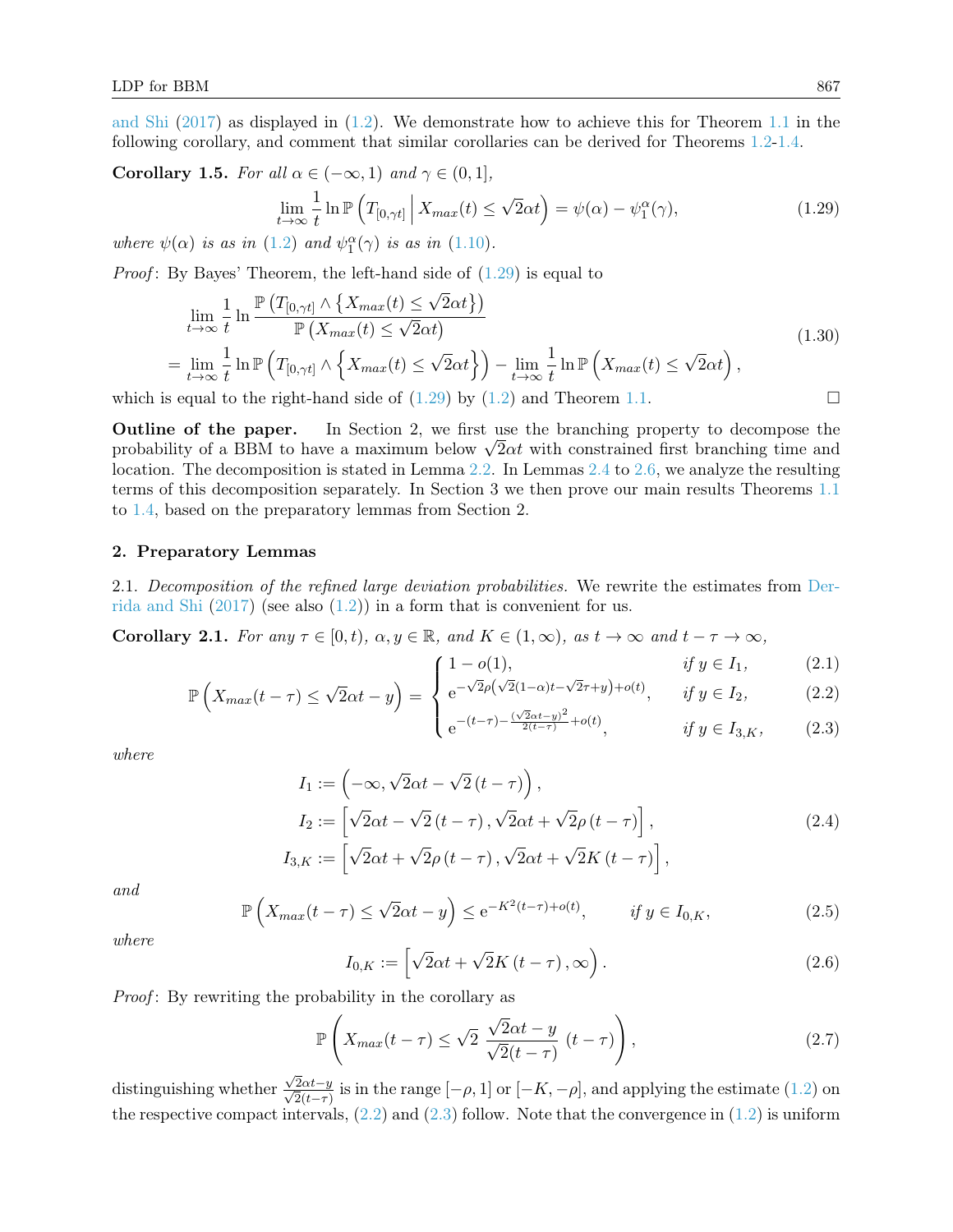and Shi (2017) as displayed in (1.2). We demonstrate how to achieve this for Theorem 1.1 in the following corollary, and comment that similar corollaries can be derived for Theorems 1.2-1.4.

**Corollary 1.5.** *For all $\alpha \in (-\infty, 1)$ and $\gamma \in (0,1]$,*

$$\lim_{t\to\infty} \frac{1}{t} \ln \mathbb{P}\left(T_{[0,\gamma t]} \,\Big|\, X_{max}(t) \le \sqrt{2}\alpha t\right) = \psi(\alpha) - \psi_1^\alpha(\gamma), \tag{1.29}$$

*where $\psi(\alpha)$ is as in (1.2) and $\psi_1^\alpha(\gamma)$ is as in (1.10).*

*Proof*: By Bayes' Theorem, the left-hand side of (1.29) is equal to

$$\begin{aligned} &\lim_{t\to\infty} \frac{1}{t} \ln \frac{\mathbb{P}\left(T_{[0,\gamma t]} \wedge \left\{X_{max}(t) \le \sqrt{2}\alpha t\right\}\right)}{\mathbb{P}\left(X_{max}(t) \le \sqrt{2}\alpha t\right)} \\ &= \lim_{t\to\infty} \frac{1}{t} \ln \mathbb{P}\left(T_{[0,\gamma t]} \wedge \left\{X_{max}(t) \le \sqrt{2}\alpha t\right\}\right) - \lim_{t\to\infty} \frac{1}{t} \ln \mathbb{P}\left(X_{max}(t) \le \sqrt{2}\alpha t\right), \end{aligned} \tag{1.30}$$

which is equal to the right-hand side of (1.29) by (1.2) and Theorem 1.1. □

**Outline of the paper.** In Section 2, we first use the branching property to decompose the probability of a BBM to have a maximum below $\sqrt{2}\alpha t$ with constrained first branching time and location. The decomposition is stated in Lemma 2.2. In Lemmas 2.4 to 2.6, we analyze the resulting terms of this decomposition separately. In Section 3 we then prove our main results Theorems 1.1 to 1.4, based on the preparatory lemmas from Section 2.

## 2. Preparatory Lemmas

2.1. *Decomposition of the refined large deviation probabilities.* We rewrite the estimates from Derrida and Shi (2017) (see also (1.2)) in a form that is convenient for us.

**Corollary 2.1.** *For any $\tau \in [0,t)$, $\alpha, y \in \mathbb{R}$, and $K \in (1,\infty)$, as $t \to \infty$ and $t - \tau \to \infty$,*

$$\mathbb{P}\left(X_{max}(t-\tau) \le \sqrt{2}\alpha t - y\right) = \begin{cases} 1 - o(1), & \text{if } y \in I_1, \quad (2.1)\\ \mathrm{e}^{-\sqrt{2}\rho\left(\sqrt{2}(1-\alpha)t - \sqrt{2}\tau + y\right) + o(t)}, & \text{if } y \in I_2, \quad (2.2)\\ \mathrm{e}^{-(t-\tau) - \frac{(\sqrt{2}\alpha t - y)^2}{2(t-\tau)} + o(t)}, & \text{if } y \in I_{3,K}, \quad (2.3)\end{cases}$$

*where*

$$\begin{aligned} I_1 &:= \left(-\infty, \sqrt{2}\alpha t - \sqrt{2}\,(t-\tau)\right), \\ I_2 &:= \left[\sqrt{2}\alpha t - \sqrt{2}\,(t-\tau)\,, \sqrt{2}\alpha t + \sqrt{2}\rho\,(t-\tau)\right], \\ I_{3,K} &:= \left[\sqrt{2}\alpha t + \sqrt{2}\rho\,(t-\tau)\,, \sqrt{2}\alpha t + \sqrt{2}K\,(t-\tau)\right], \end{aligned} \tag{2.4}$$

*and*

$$\mathbb{P}\left(X_{max}(t-\tau) \le \sqrt{2}\alpha t - y\right) \le \mathrm{e}^{-K^2(t-\tau)+o(t)}, \qquad \text{if } y \in I_{0,K}, \tag{2.5}$$

*where*

$$I_{0,K} := \left[\sqrt{2}\alpha t + \sqrt{2}K\,(t-\tau)\,, \infty\right). \tag{2.6}$$

*Proof*: By rewriting the probability in the corollary as

$$\mathbb{P}\left(X_{max}(t-\tau) \le \sqrt{2}\ \frac{\sqrt{2}\alpha t - y}{\sqrt{2}(t-\tau)}\ (t-\tau)\right), \tag{2.7}$$

distinguishing whether $\frac{\sqrt{2}\alpha t - y}{\sqrt{2}(t-\tau)}$ is in the range $[-\rho, 1]$ or $[-K, -\rho]$, and applying the estimate (1.2) on the respective compact intervals, (2.2) and (2.3) follow. Note that the convergence in (1.2) is uniform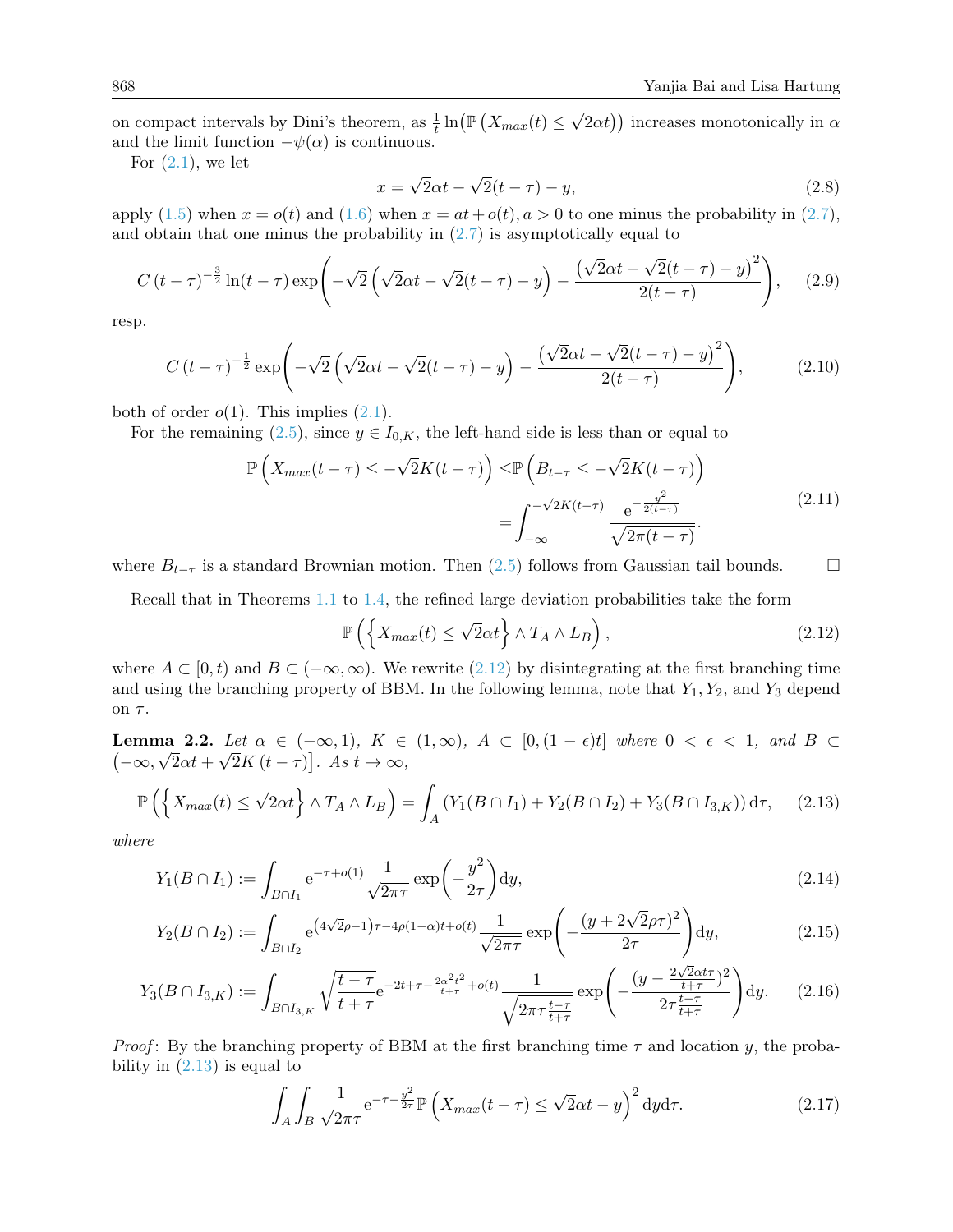on compact intervals by Dini's theorem, as $\frac{1}{t}\ln\left(\mathbb{P}\left(X_{max}(t) \le \sqrt{2}\alpha t\right)\right)$ increases monotonically in $\alpha$ and the limit function $-\psi(\alpha)$ is continuous.

For (2.1), we let

$$x = \sqrt{2}\alpha t - \sqrt{2}(t-\tau) - y, \tag{2.8}$$

apply (1.5) when $x = o(t)$ and (1.6) when $x = at + o(t), a > 0$ to one minus the probability in (2.7), and obtain that one minus the probability in (2.7) is asymptotically equal to

$$C\,(t-\tau)^{-\frac{3}{2}}\ln(t-\tau)\exp\left(-\sqrt{2}\left(\sqrt{2}\alpha t - \sqrt{2}(t-\tau) - y\right) - \frac{\left(\sqrt{2}\alpha t - \sqrt{2}(t-\tau) - y\right)^2}{2(t-\tau)}\right), \tag{2.9}$$

resp.

$$C\,(t-\tau)^{-\frac{1}{2}}\exp\left(-\sqrt{2}\left(\sqrt{2}\alpha t - \sqrt{2}(t-\tau) - y\right) - \frac{\left(\sqrt{2}\alpha t - \sqrt{2}(t-\tau) - y\right)^2}{2(t-\tau)}\right), \tag{2.10}$$

both of order $o(1)$. This implies (2.1).

For the remaining (2.5), since $y \in I_{0,K}$, the left-hand side is less than or equal to

$$\begin{aligned}\mathbb{P}\left(X_{max}(t-\tau) \le -\sqrt{2}K(t-\tau)\right) \le& \mathbb{P}\left(B_{t-\tau} \le -\sqrt{2}K(t-\tau)\right)\\ =& \int_{-\infty}^{-\sqrt{2}K(t-\tau)} \frac{\mathrm{e}^{-\frac{y^2}{2(t-\tau)}}}{\sqrt{2\pi(t-\tau)}}.\end{aligned} \tag{2.11}$$

where $B_{t-\tau}$ is a standard Brownian motion. Then (2.5) follows from Gaussian tail bounds. $\square$

Recall that in Theorems 1.1 to 1.4, the refined large deviation probabilities take the form

$$\mathbb{P}\left(\left\{X_{max}(t) \le \sqrt{2}\alpha t\right\} \wedge T_A \wedge L_B\right), \tag{2.12}$$

where $A \subset [0,t)$ and $B \subset (-\infty,\infty)$. We rewrite (2.12) by disintegrating at the first branching time and using the branching property of BBM. In the following lemma, note that $Y_1, Y_2$, and $Y_3$ depend on $\tau$.

**Lemma 2.2.** *Let $\alpha \in (-\infty, 1)$, $K \in (1,\infty)$, $A \subset [0,(1-\epsilon)t]$ where $0 < \epsilon < 1$, and $B \subset \left(-\infty, \sqrt{2}\alpha t + \sqrt{2}K\,(t-\tau)\right]$. As $t \to \infty$,*

$$\mathbb{P}\left(\left\{X_{max}(t) \le \sqrt{2}\alpha t\right\} \wedge T_A \wedge L_B\right) = \int_A \left(Y_1(B\cap I_1) + Y_2(B\cap I_2) + Y_3(B\cap I_{3,K})\right)\mathrm{d}\tau, \tag{2.13}$$

*where*

$$Y_1(B\cap I_1) := \int_{B\cap I_1} \mathrm{e}^{-\tau+o(1)}\frac{1}{\sqrt{2\pi\tau}}\exp\left(-\frac{y^2}{2\tau}\right)\mathrm{d}y, \tag{2.14}$$

$$Y_2(B\cap I_2) := \int_{B\cap I_2} \mathrm{e}^{\left(4\sqrt{2}\rho - 1\right)\tau - 4\rho(1-\alpha)t + o(t)}\frac{1}{\sqrt{2\pi\tau}}\exp\left(-\frac{(y+2\sqrt{2}\rho\tau)^2}{2\tau}\right)\mathrm{d}y, \tag{2.15}$$

$$Y_3(B\cap I_{3,K}) := \int_{B\cap I_{3,K}} \sqrt{\frac{t-\tau}{t+\tau}}\mathrm{e}^{-2t+\tau-\frac{2\alpha^2t^2}{t+\tau}+o(t)}\frac{1}{\sqrt{2\pi\tau\frac{t-\tau}{t+\tau}}}\exp\left(-\frac{(y-\frac{2\sqrt{2}\alpha t\tau}{t+\tau})^2}{2\tau\frac{t-\tau}{t+\tau}}\right)\mathrm{d}y. \tag{2.16}$$

*Proof*: By the branching property of BBM at the first branching time $\tau$ and location $y$, the probability in (2.13) is equal to

$$\int_A\int_B \frac{1}{\sqrt{2\pi\tau}}\mathrm{e}^{-\tau-\frac{y^2}{2\tau}}\mathbb{P}\left(X_{max}(t-\tau) \le \sqrt{2}\alpha t - y\right)^2\mathrm{d}y\mathrm{d}\tau. \tag{2.17}$$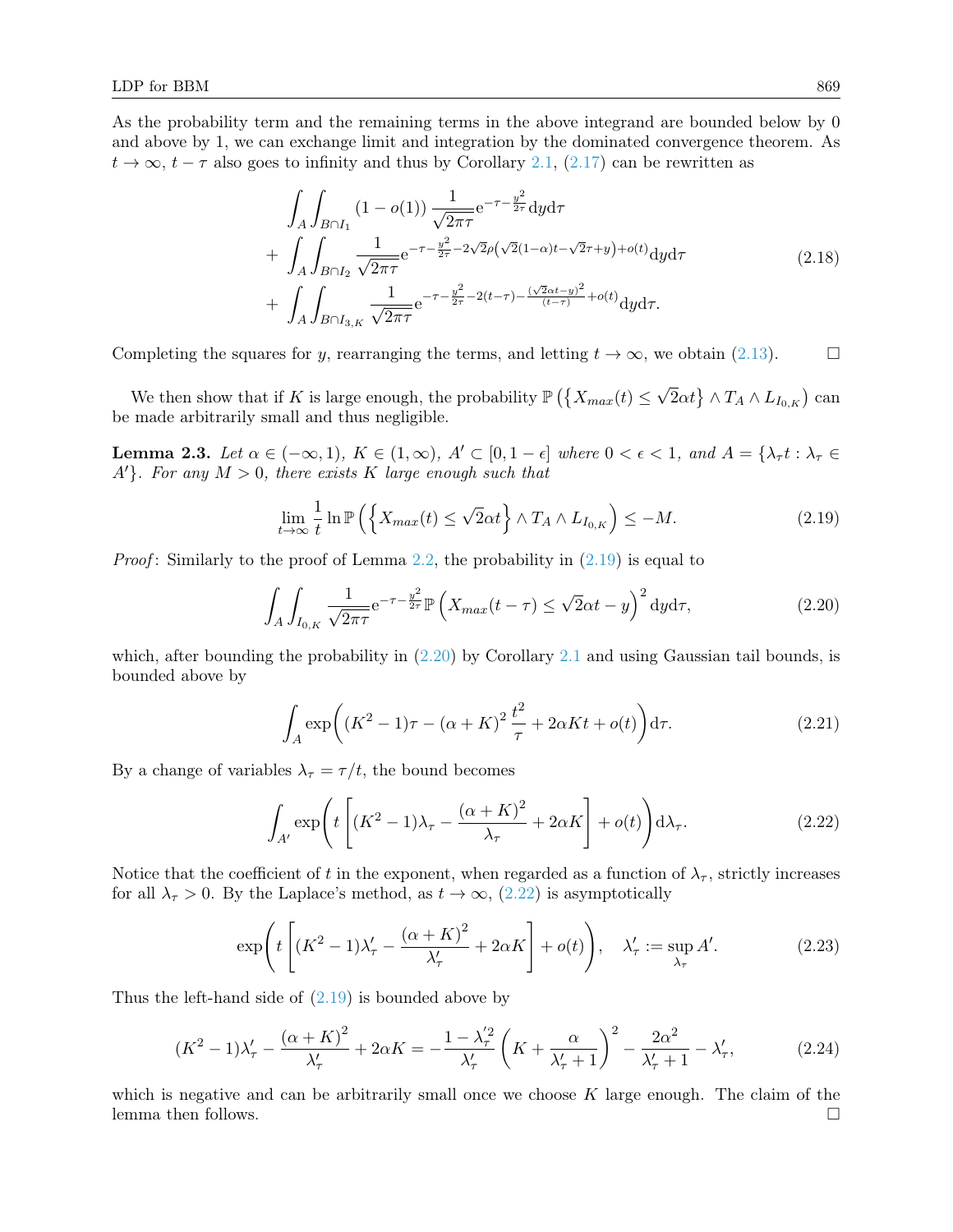As the probability term and the remaining terms in the above integrand are bounded below by 0 and above by 1, we can exchange limit and integration by the dominated convergence theorem. As $t \to \infty$, $t - \tau$ also goes to infinity and thus by Corollary 2.1, (2.17) can be rewritten as

$$
\begin{aligned}
&\int_A \int_{B \cap I_1} (1 - o(1)) \frac{1}{\sqrt{2\pi\tau}} \mathrm{e}^{-\tau - \frac{y^2}{2\tau}} \mathrm{d}y \mathrm{d}\tau \\
&+ \int_A \int_{B \cap I_2} \frac{1}{\sqrt{2\pi\tau}} \mathrm{e}^{-\tau - \frac{y^2}{2\tau} - 2\sqrt{2}\rho\left(\sqrt{2}(1-\alpha)t - \sqrt{2}\tau + y\right) + o(t)} \mathrm{d}y \mathrm{d}\tau \\
&+ \int_A \int_{B \cap I_{3,K}} \frac{1}{\sqrt{2\pi\tau}} \mathrm{e}^{-\tau - \frac{y^2}{2\tau} - 2(t-\tau) - \frac{(\sqrt{2}\alpha t - y)^2}{(t-\tau)} + o(t)} \mathrm{d}y \mathrm{d}\tau.
\end{aligned}
\tag{2.18}
$$

Completing the squares for $y$, rearranging the terms, and letting $t \to \infty$, we obtain (2.13). $\square$

We then show that if $K$ is large enough, the probability $\mathbb{P}\left(\left\{X_{max}(t) \le \sqrt{2}\alpha t\right\} \wedge T_A \wedge L_{I_{0,K}}\right)$ can be made arbitrarily small and thus negligible.

**Lemma 2.3.** *Let $\alpha \in (-\infty, 1)$, $K \in (1, \infty)$, $A' \subset [0, 1-\epsilon]$ where $0 < \epsilon < 1$, and $A = \{\lambda_\tau t : \lambda_\tau \in A'\}$. For any $M > 0$, there exists $K$ large enough such that*

$$
\lim_{t \to \infty} \frac{1}{t} \ln \mathbb{P}\left(\left\{X_{max}(t) \le \sqrt{2}\alpha t\right\} \wedge T_A \wedge L_{I_{0,K}}\right) \le -M. \tag{2.19}
$$

*Proof*: Similarly to the proof of Lemma 2.2, the probability in (2.19) is equal to

$$
\int_A \int_{I_{0,K}} \frac{1}{\sqrt{2\pi\tau}} \mathrm{e}^{-\tau - \frac{y^2}{2\tau}} \mathbb{P}\left(X_{max}(t-\tau) \le \sqrt{2}\alpha t - y\right)^2 \mathrm{d}y \mathrm{d}\tau, \tag{2.20}
$$

which, after bounding the probability in (2.20) by Corollary 2.1 and using Gaussian tail bounds, is bounded above by

$$
\int_A \exp\left((K^2 - 1)\tau - (\alpha + K)^2 \frac{t^2}{\tau} + 2\alpha K t + o(t)\right) \mathrm{d}\tau. \tag{2.21}
$$

By a change of variables $\lambda_\tau = \tau/t$, the bound becomes

$$
\int_{A'} \exp\left(t\left[(K^2 - 1)\lambda_\tau - \frac{(\alpha + K)^2}{\lambda_\tau} + 2\alpha K\right] + o(t)\right) \mathrm{d}\lambda_\tau. \tag{2.22}
$$

Notice that the coefficient of $t$ in the exponent, when regarded as a function of $\lambda_\tau$, strictly increases for all $\lambda_\tau > 0$. By the Laplace's method, as $t \to \infty$, (2.22) is asymptotically

$$
\exp\left(t\left[(K^2 - 1)\lambda'_\tau - \frac{(\alpha + K)^2}{\lambda'_\tau} + 2\alpha K\right] + o(t)\right), \quad \lambda'_\tau := \sup_{\lambda_\tau} A'. \tag{2.23}
$$

Thus the left-hand side of (2.19) is bounded above by

$$
(K^2 - 1)\lambda'_\tau - \frac{(\alpha + K)^2}{\lambda'_\tau} + 2\alpha K = -\frac{1 - \lambda'^2_\tau}{\lambda'_\tau}\left(K + \frac{\alpha}{\lambda'_\tau + 1}\right)^2 - \frac{2\alpha^2}{\lambda'_\tau + 1} - \lambda'_\tau, \tag{2.24}
$$

which is negative and can be arbitrarily small once we choose $K$ large enough. The claim of the lemma then follows. $\square$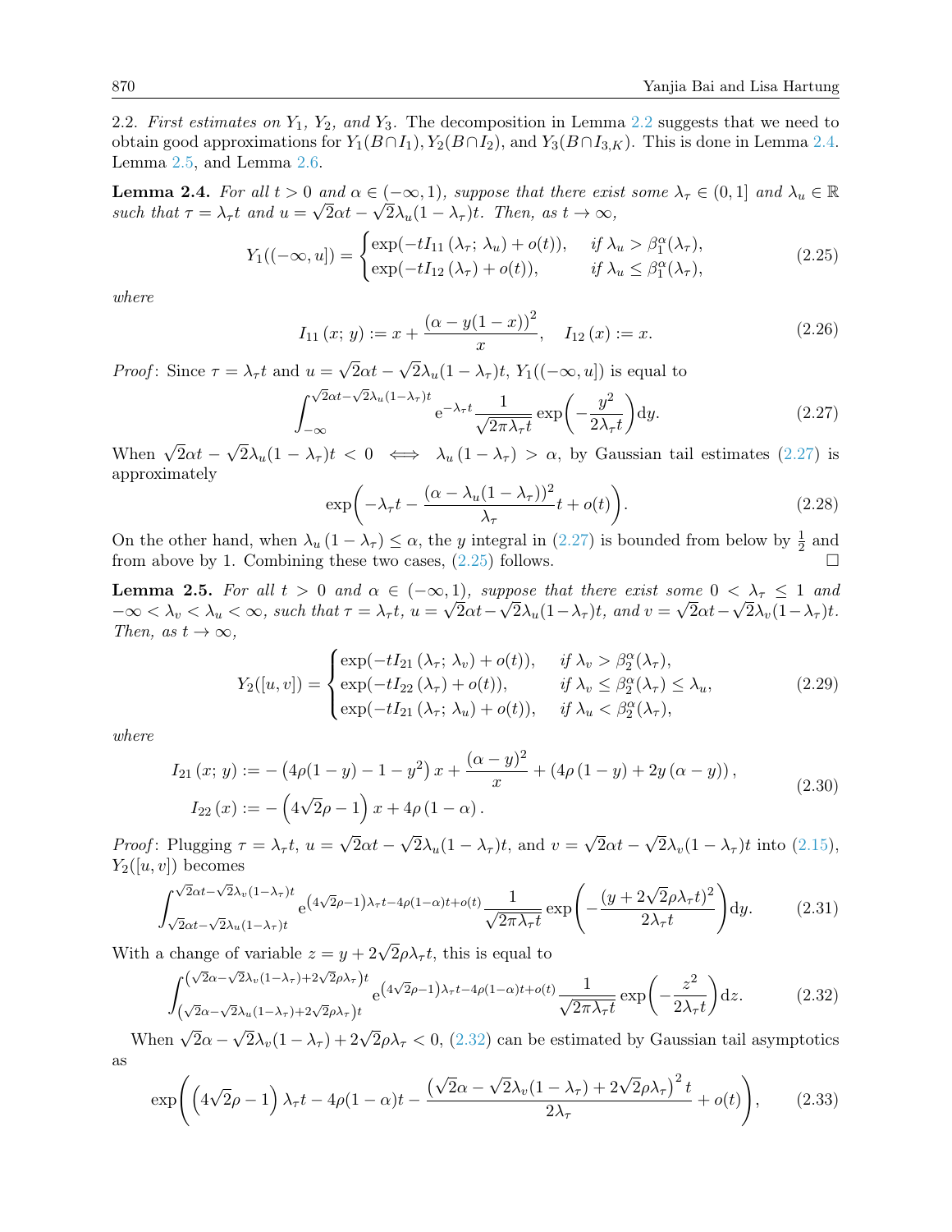2.2. *First estimates on $Y_1$, $Y_2$, and $Y_3$.* The decomposition in Lemma 2.2 suggests that we need to obtain good approximations for $Y_1(B\cap I_1), Y_2(B\cap I_2)$, and $Y_3(B\cap I_{3,K})$. This is done in Lemma 2.4. Lemma 2.5, and Lemma 2.6.

**Lemma 2.4.** *For all $t>0$ and $\alpha\in(-\infty,1)$, suppose that there exist some $\lambda_\tau\in(0,1]$ and $\lambda_u\in\mathbb{R}$ such that $\tau=\lambda_\tau t$ and $u=\sqrt{2}\alpha t-\sqrt{2}\lambda_u(1-\lambda_\tau)t$. Then, as $t\to\infty$,*

$$
Y_1((-\infty,u])=\begin{cases}\exp(-tI_{11}(\lambda_\tau;\,\lambda_u)+o(t)), & \text{if } \lambda_u>\beta_1^\alpha(\lambda_\tau),\\ \exp(-tI_{12}(\lambda_\tau)+o(t)), & \text{if } \lambda_u\le\beta_1^\alpha(\lambda_\tau),\end{cases}\tag{2.25}
$$

*where*

$$
I_{11}(x;\,y):=x+\frac{(\alpha-y(1-x))^2}{x},\quad I_{12}(x):=x.\tag{2.26}
$$

*Proof*: Since $\tau=\lambda_\tau t$ and $u=\sqrt{2}\alpha t-\sqrt{2}\lambda_u(1-\lambda_\tau)t$, $Y_1((-\infty,u])$ is equal to

$$
\int_{-\infty}^{\sqrt{2}\alpha t-\sqrt{2}\lambda_u(1-\lambda_\tau)t}\mathrm{e}^{-\lambda_\tau t}\frac{1}{\sqrt{2\pi\lambda_\tau t}}\exp\!\left(-\frac{y^2}{2\lambda_\tau t}\right)\mathrm{d}y.\tag{2.27}
$$

When $\sqrt{2}\alpha t-\sqrt{2}\lambda_u(1-\lambda_\tau)t<0\iff\lambda_u(1-\lambda_\tau)>\alpha$, by Gaussian tail estimates (2.27) is approximately

$$
\exp\!\left(-\lambda_\tau t-\frac{(\alpha-\lambda_u(1-\lambda_\tau))^2}{\lambda_\tau}t+o(t)\right).\tag{2.28}
$$

On the other hand, when $\lambda_u(1-\lambda_\tau)\le\alpha$, the $y$ integral in (2.27) is bounded from below by $\frac{1}{2}$ and from above by 1. Combining these two cases, (2.25) follows. □

**Lemma 2.5.** *For all $t>0$ and $\alpha\in(-\infty,1)$, suppose that there exist some $0<\lambda_\tau\le 1$ and $-\infty<\lambda_v<\lambda_u<\infty$, such that $\tau=\lambda_\tau t$, $u=\sqrt{2}\alpha t-\sqrt{2}\lambda_u(1-\lambda_\tau)t$, and $v=\sqrt{2}\alpha t-\sqrt{2}\lambda_v(1-\lambda_\tau)t$. Then, as $t\to\infty$,*

$$
Y_2([u,v])=\begin{cases}\exp(-tI_{21}(\lambda_\tau;\,\lambda_v)+o(t)), & \text{if } \lambda_v>\beta_2^\alpha(\lambda_\tau),\\ \exp(-tI_{22}(\lambda_\tau)+o(t)), & \text{if } \lambda_v\le\beta_2^\alpha(\lambda_\tau)\le\lambda_u,\\ \exp(-tI_{21}(\lambda_\tau;\,\lambda_u)+o(t)), & \text{if } \lambda_u<\beta_2^\alpha(\lambda_\tau),\end{cases}\tag{2.29}
$$

*where*

$$
\begin{aligned}
I_{21}(x;\,y)&:=-\left(4\rho(1-y)-1-y^2\right)x+\frac{(\alpha-y)^2}{x}+\left(4\rho(1-y)+2y(\alpha-y)\right),\\
I_{22}(x)&:=-\left(4\sqrt{2}\rho-1\right)x+4\rho(1-\alpha).
\end{aligned}\tag{2.30}
$$

*Proof*: Plugging $\tau=\lambda_\tau t$, $u=\sqrt{2}\alpha t-\sqrt{2}\lambda_u(1-\lambda_\tau)t$, and $v=\sqrt{2}\alpha t-\sqrt{2}\lambda_v(1-\lambda_\tau)t$ into (2.15), $Y_2([u,v])$ becomes

$$
\int_{\sqrt{2}\alpha t-\sqrt{2}\lambda_u(1-\lambda_\tau)t}^{\sqrt{2}\alpha t-\sqrt{2}\lambda_v(1-\lambda_\tau)t}\mathrm{e}^{\left(4\sqrt{2}\rho-1\right)\lambda_\tau t-4\rho(1-\alpha)t+o(t)}\frac{1}{\sqrt{2\pi\lambda_\tau t}}\exp\!\left(-\frac{(y+2\sqrt{2}\rho\lambda_\tau t)^2}{2\lambda_\tau t}\right)\mathrm{d}y.\tag{2.31}
$$

With a change of variable $z=y+2\sqrt{2}\rho\lambda_\tau t$, this is equal to

$$
\int_{\left(\sqrt{2}\alpha-\sqrt{2}\lambda_u(1-\lambda_\tau)+2\sqrt{2}\rho\lambda_\tau\right)t}^{\left(\sqrt{2}\alpha-\sqrt{2}\lambda_v(1-\lambda_\tau)+2\sqrt{2}\rho\lambda_\tau\right)t}\mathrm{e}^{\left(4\sqrt{2}\rho-1\right)\lambda_\tau t-4\rho(1-\alpha)t+o(t)}\frac{1}{\sqrt{2\pi\lambda_\tau t}}\exp\!\left(-\frac{z^2}{2\lambda_\tau t}\right)\mathrm{d}z.\tag{2.32}
$$

When $\sqrt{2}\alpha-\sqrt{2}\lambda_v(1-\lambda_\tau)+2\sqrt{2}\rho\lambda_\tau<0$, (2.32) can be estimated by Gaussian tail asymptotics as

$$
\exp\!\left(\left(4\sqrt{2}\rho-1\right)\lambda_\tau t-4\rho(1-\alpha)t-\frac{\left(\sqrt{2}\alpha-\sqrt{2}\lambda_v(1-\lambda_\tau)+2\sqrt{2}\rho\lambda_\tau\right)^2t}{2\lambda_\tau}+o(t)\right),\tag{2.33}
$$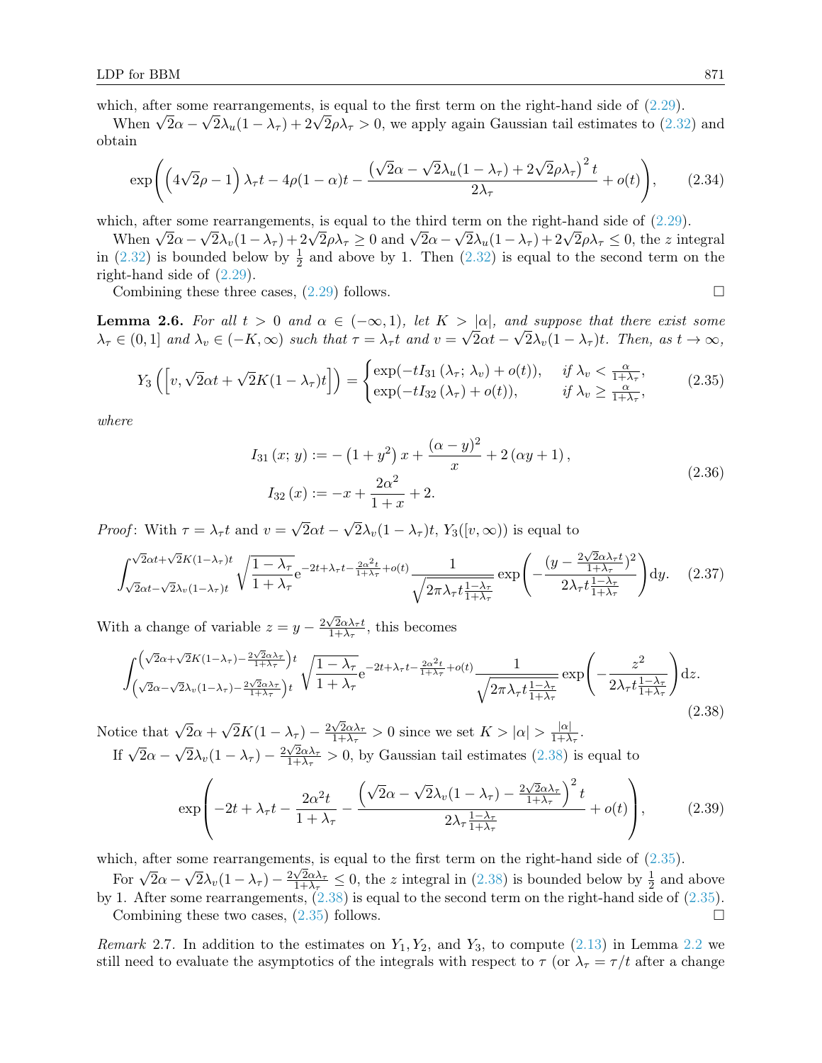which, after some rearrangements, is equal to the first term on the right-hand side of (2.29).

When $\sqrt{2}\alpha - \sqrt{2}\lambda_u(1-\lambda_\tau) + 2\sqrt{2}\rho\lambda_\tau > 0$, we apply again Gaussian tail estimates to (2.32) and obtain

$$\exp\left(\left(4\sqrt{2}\rho - 1\right)\lambda_\tau t - 4\rho(1-\alpha)t - \frac{\left(\sqrt{2}\alpha - \sqrt{2}\lambda_u(1-\lambda_\tau) + 2\sqrt{2}\rho\lambda_\tau\right)^2 t}{2\lambda_\tau} + o(t)\right), \tag{2.34}$$

which, after some rearrangements, is equal to the third term on the right-hand side of (2.29).

When $\sqrt{2}\alpha - \sqrt{2}\lambda_v(1-\lambda_\tau) + 2\sqrt{2}\rho\lambda_\tau \geq 0$ and $\sqrt{2}\alpha - \sqrt{2}\lambda_u(1-\lambda_\tau) + 2\sqrt{2}\rho\lambda_\tau \leq 0$, the $z$ integral in (2.32) is bounded below by $\frac{1}{2}$ and above by 1. Then (2.32) is equal to the second term on the right-hand side of (2.29).

Combining these three cases, (2.29) follows. □

**Lemma 2.6.** *For all $t > 0$ and $\alpha \in (-\infty, 1)$, let $K > |\alpha|$, and suppose that there exist some $\lambda_\tau \in (0,1]$ and $\lambda_v \in (-K, \infty)$ such that $\tau = \lambda_\tau t$ and $v = \sqrt{2}\alpha t - \sqrt{2}\lambda_v(1-\lambda_\tau)t$. Then, as $t \to \infty$,*

$$Y_3\left(\left[v, \sqrt{2}\alpha t + \sqrt{2}K(1-\lambda_\tau)t\right]\right) = \begin{cases} \exp(-tI_{31}(\lambda_\tau; \lambda_v) + o(t)), & \text{if } \lambda_v < \frac{\alpha}{1+\lambda_\tau}, \\ \exp(-tI_{32}(\lambda_\tau) + o(t)), & \text{if } \lambda_v \geq \frac{\alpha}{1+\lambda_\tau}, \end{cases} \tag{2.35}$$

*where*

$$\begin{aligned} I_{31}(x; y) &:= -\left(1+y^2\right)x + \frac{(\alpha - y)^2}{x} + 2(\alpha y + 1), \\ I_{32}(x) &:= -x + \frac{2\alpha^2}{1+x} + 2. \end{aligned} \tag{2.36}$$

*Proof*: With $\tau = \lambda_\tau t$ and $v = \sqrt{2}\alpha t - \sqrt{2}\lambda_v(1-\lambda_\tau)t$, $Y_3([v,\infty))$ is equal to

$$\int_{\sqrt{2}\alpha t - \sqrt{2}\lambda_v(1-\lambda_\tau)t}^{\sqrt{2}\alpha t + \sqrt{2}K(1-\lambda_\tau)t} \sqrt{\frac{1-\lambda_\tau}{1+\lambda_\tau}} \mathrm{e}^{-2t + \lambda_\tau t - \frac{2\alpha^2 t}{1+\lambda_\tau} + o(t)} \frac{1}{\sqrt{2\pi\lambda_\tau t \frac{1-\lambda_\tau}{1+\lambda_\tau}}} \exp\left(-\frac{(y - \frac{2\sqrt{2}\alpha\lambda_\tau t}{1+\lambda_\tau})^2}{2\lambda_\tau t \frac{1-\lambda_\tau}{1+\lambda_\tau}}\right) \mathrm{d}y. \tag{2.37}$$

With a change of variable $z = y - \frac{2\sqrt{2}\alpha\lambda_\tau t}{1+\lambda_\tau}$, this becomes

$$\int_{\left(\sqrt{2}\alpha - \sqrt{2}\lambda_v(1-\lambda_\tau) - \frac{2\sqrt{2}\alpha\lambda_\tau}{1+\lambda_\tau}\right)t}^{\left(\sqrt{2}\alpha + \sqrt{2}K(1-\lambda_\tau) - \frac{2\sqrt{2}\alpha\lambda_\tau}{1+\lambda_\tau}\right)t} \sqrt{\frac{1-\lambda_\tau}{1+\lambda_\tau}} \mathrm{e}^{-2t + \lambda_\tau t - \frac{2\alpha^2 t}{1+\lambda_\tau} + o(t)} \frac{1}{\sqrt{2\pi\lambda_\tau t \frac{1-\lambda_\tau}{1+\lambda_\tau}}} \exp\left(-\frac{z^2}{2\lambda_\tau t \frac{1-\lambda_\tau}{1+\lambda_\tau}}\right) \mathrm{d}z. \tag{2.38}$$

Notice that $\sqrt{2}\alpha + \sqrt{2}K(1-\lambda_\tau) - \frac{2\sqrt{2}\alpha\lambda_\tau}{1+\lambda_\tau} > 0$ since we set $K > |\alpha| > \frac{|\alpha|}{1+\lambda_\tau}$.

If $\sqrt{2}\alpha - \sqrt{2}\lambda_v(1-\lambda_\tau) - \frac{2\sqrt{2}\alpha\lambda_\tau}{1+\lambda_\tau} > 0$, by Gaussian tail estimates (2.38) is equal to

$$\exp\left(-2t + \lambda_\tau t - \frac{2\alpha^2 t}{1+\lambda_\tau} - \frac{\left(\sqrt{2}\alpha - \sqrt{2}\lambda_v(1-\lambda_\tau) - \frac{2\sqrt{2}\alpha\lambda_\tau}{1+\lambda_\tau}\right)^2 t}{2\lambda_\tau \frac{1-\lambda_\tau}{1+\lambda_\tau}} + o(t)\right), \tag{2.39}$$

which, after some rearrangements, is equal to the first term on the right-hand side of (2.35).

For $\sqrt{2}\alpha - \sqrt{2}\lambda_v(1-\lambda_\tau) - \frac{2\sqrt{2}\alpha\lambda_\tau}{1+\lambda_\tau} \leq 0$, the $z$ integral in (2.38) is bounded below by $\frac{1}{2}$ and above by 1. After some rearrangements, (2.38) is equal to the second term on the right-hand side of (2.35).

Combining these two cases, (2.35) follows. □

*Remark* 2.7. In addition to the estimates on $Y_1, Y_2$, and $Y_3$, to compute (2.13) in Lemma 2.2 we still need to evaluate the asymptotics of the integrals with respect to $\tau$ (or $\lambda_\tau = \tau/t$ after a change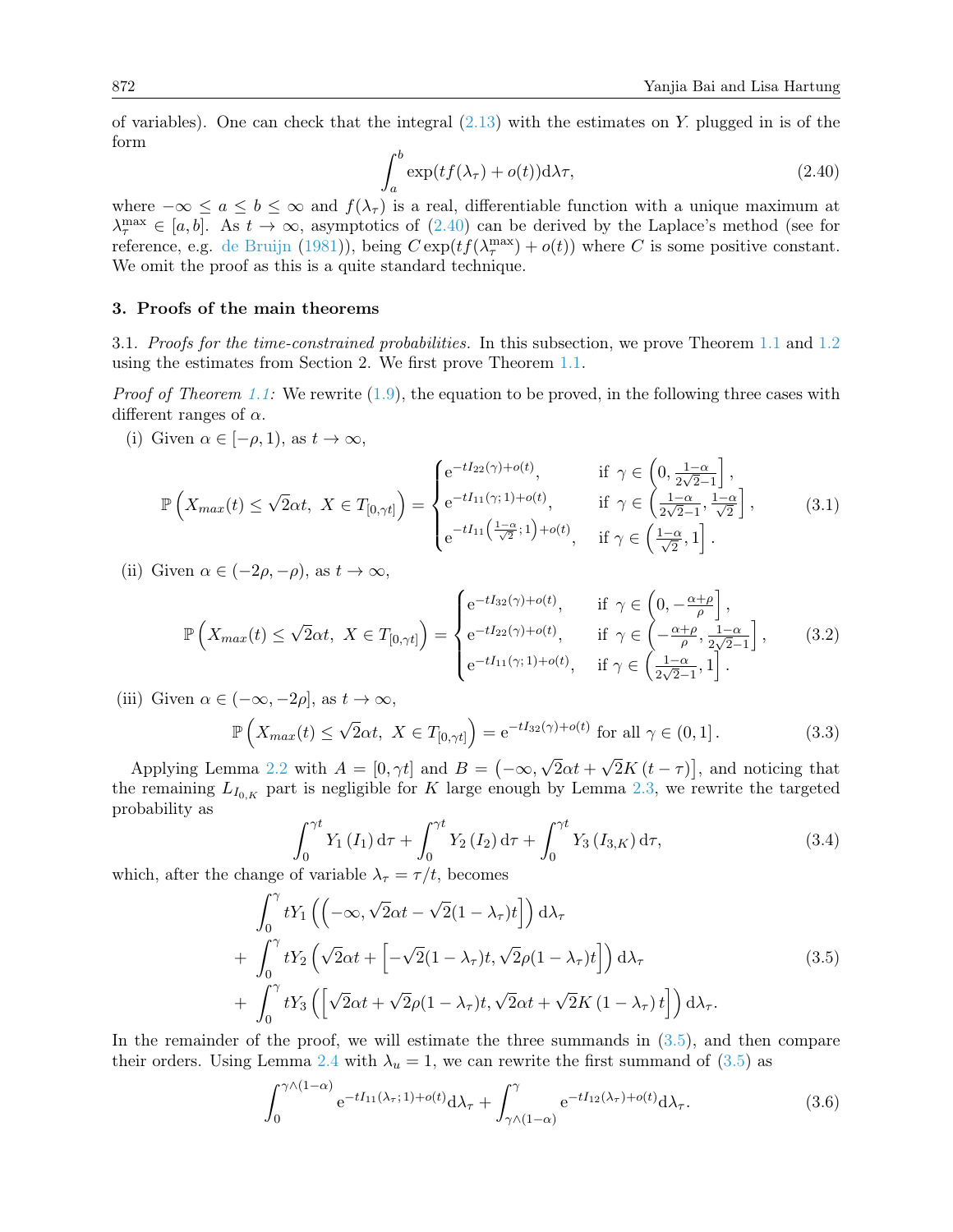of variables). One can check that the integral (2.13) with the estimates on $Y_\cdot$ plugged in is of the form

$$\int_a^b \exp(tf(\lambda_\tau) + o(t)) \mathrm{d}\lambda\tau, \tag{2.40}$$

where $-\infty \leq a \leq b \leq \infty$ and $f(\lambda_\tau)$ is a real, differentiable function with a unique maximum at $\lambda_\tau^{\max} \in [a, b]$. As $t \to \infty$, asymptotics of (2.40) can be derived by the Laplace's method (see for reference, e.g. de Bruijn (1981)), being $C \exp(tf(\lambda_\tau^{\max}) + o(t))$ where $C$ is some positive constant. We omit the proof as this is a quite standard technique.

## 3. Proofs of the main theorems

3.1. *Proofs for the time-constrained probabilities.* In this subsection, we prove Theorem 1.1 and 1.2 using the estimates from Section 2. We first prove Theorem 1.1.

*Proof of Theorem 1.1:* We rewrite (1.9), the equation to be proved, in the following three cases with different ranges of $\alpha$.

(i) Given $\alpha \in [-\rho, 1)$, as $t \to \infty$,

$$\mathbb{P}\left(X_{max}(t) \leq \sqrt{2}\alpha t,\ X \in T_{[0,\gamma t]}\right) = \begin{cases} \mathrm{e}^{-tI_{22}(\gamma)+o(t)}, & \text{if } \gamma \in \left(0, \frac{1-\alpha}{2\sqrt{2}-1}\right], \\ \mathrm{e}^{-tI_{11}(\gamma;1)+o(t)}, & \text{if } \gamma \in \left(\frac{1-\alpha}{2\sqrt{2}-1}, \frac{1-\alpha}{\sqrt{2}}\right], \\ \mathrm{e}^{-tI_{11}\left(\frac{1-\alpha}{\sqrt{2}};1\right)+o(t)}, & \text{if } \gamma \in \left(\frac{1-\alpha}{\sqrt{2}}, 1\right]. \end{cases} \tag{3.1}$$

(ii) Given $\alpha \in (-2\rho, -\rho)$, as $t \to \infty$,

$$\mathbb{P}\left(X_{max}(t) \leq \sqrt{2}\alpha t,\ X \in T_{[0,\gamma t]}\right) = \begin{cases} \mathrm{e}^{-tI_{32}(\gamma)+o(t)}, & \text{if } \gamma \in \left(0, -\frac{\alpha+\rho}{\rho}\right], \\ \mathrm{e}^{-tI_{22}(\gamma)+o(t)}, & \text{if } \gamma \in \left(-\frac{\alpha+\rho}{\rho}, \frac{1-\alpha}{2\sqrt{2}-1}\right], \\ \mathrm{e}^{-tI_{11}(\gamma;1)+o(t)}, & \text{if } \gamma \in \left(\frac{1-\alpha}{2\sqrt{2}-1}, 1\right]. \end{cases} \tag{3.2}$$

(iii) Given $\alpha \in (-\infty, -2\rho]$, as $t \to \infty$,

$$\mathbb{P}\left(X_{max}(t) \leq \sqrt{2}\alpha t,\ X \in T_{[0,\gamma t]}\right) = \mathrm{e}^{-tI_{32}(\gamma)+o(t)} \text{ for all } \gamma \in (0, 1]. \tag{3.3}$$

Applying Lemma 2.2 with $A = [0, \gamma t]$ and $B = \left(-\infty, \sqrt{2}\alpha t + \sqrt{2}K\,(t-\tau)\right]$, and noticing that the remaining $L_{I_{0,K}}$ part is negligible for $K$ large enough by Lemma 2.3, we rewrite the targeted probability as

$$\int_0^{\gamma t} Y_1\left(I_1\right) \mathrm{d}\tau + \int_0^{\gamma t} Y_2\left(I_2\right) \mathrm{d}\tau + \int_0^{\gamma t} Y_3\left(I_{3,K}\right) \mathrm{d}\tau, \tag{3.4}$$

which, after the change of variable $\lambda_\tau = \tau/t$, becomes

$$\begin{aligned} &\int_0^{\gamma} tY_1\left(\left(-\infty, \sqrt{2}\alpha t - \sqrt{2}(1-\lambda_\tau)t\right]\right) \mathrm{d}\lambda_\tau \\ +\ &\int_0^{\gamma} tY_2\left(\sqrt{2}\alpha t + \left[-\sqrt{2}(1-\lambda_\tau)t, \sqrt{2}\rho(1-\lambda_\tau)t\right]\right) \mathrm{d}\lambda_\tau \\ +\ &\int_0^{\gamma} tY_3\left(\left[\sqrt{2}\alpha t + \sqrt{2}\rho(1-\lambda_\tau)t, \sqrt{2}\alpha t + \sqrt{2}K\left(1-\lambda_\tau\right)t\right]\right) \mathrm{d}\lambda_\tau. \end{aligned} \tag{3.5}$$

In the remainder of the proof, we will estimate the three summands in (3.5), and then compare their orders. Using Lemma 2.4 with $\lambda_u = 1$, we can rewrite the first summand of (3.5) as

$$\int_0^{\gamma\wedge(1-\alpha)} \mathrm{e}^{-tI_{11}(\lambda_\tau;1)+o(t)} \mathrm{d}\lambda_\tau + \int_{\gamma\wedge(1-\alpha)}^{\gamma} \mathrm{e}^{-tI_{12}(\lambda_\tau)+o(t)} \mathrm{d}\lambda_\tau. \tag{3.6}$$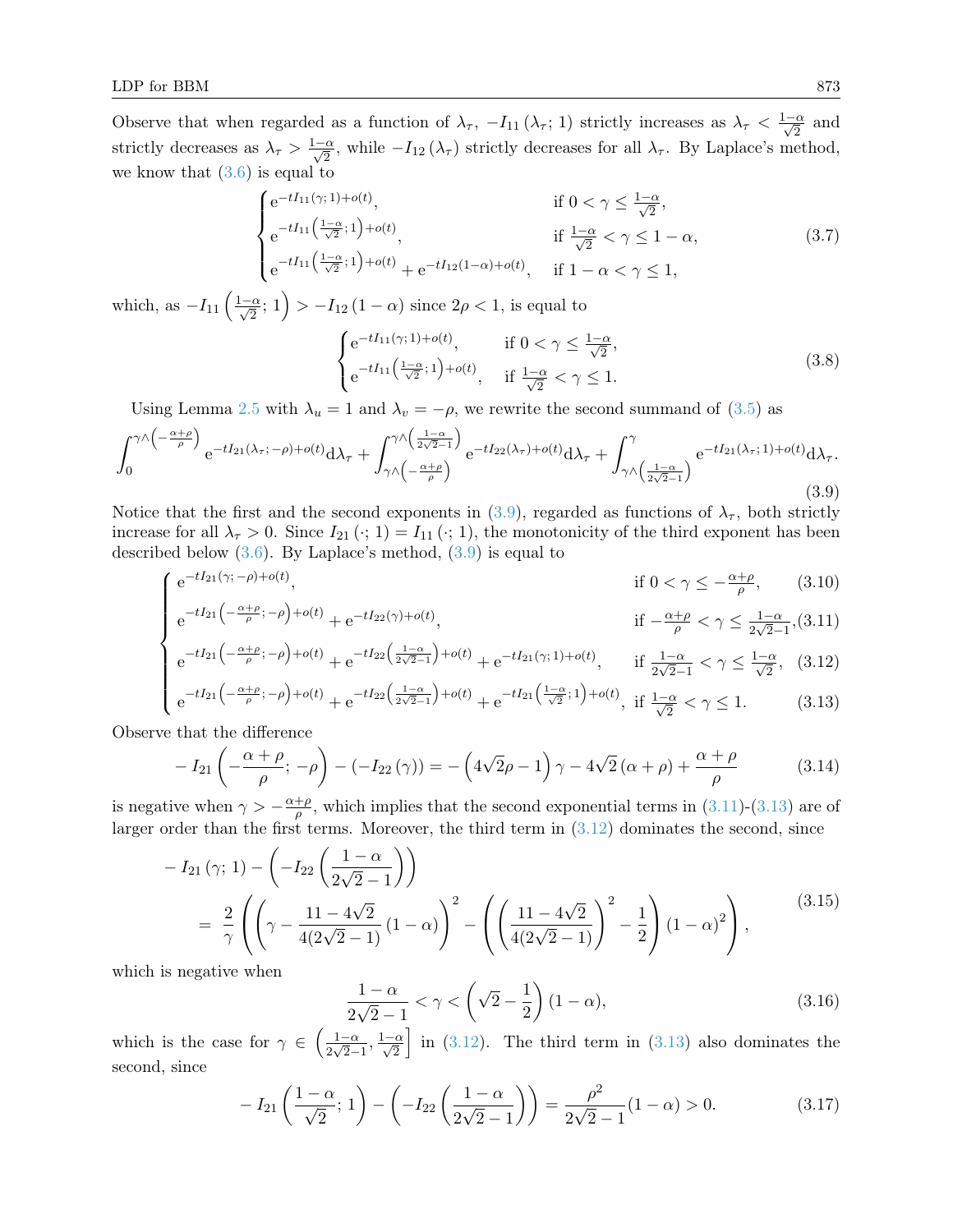Observe that when regarded as a function of $\lambda_\tau$, $-I_{11}(\lambda_\tau;1)$ strictly increases as $\lambda_\tau < \frac{1-\alpha}{\sqrt{2}}$ and strictly decreases as $\lambda_\tau > \frac{1-\alpha}{\sqrt{2}}$, while $-I_{12}(\lambda_\tau)$ strictly decreases for all $\lambda_\tau$. By Laplace's method, we know that (3.6) is equal to

$$
\begin{cases}
\mathrm{e}^{-tI_{11}(\gamma;1)+o(t)}, & \text{if } 0<\gamma\le \frac{1-\alpha}{\sqrt{2}},\\
\mathrm{e}^{-tI_{11}\left(\frac{1-\alpha}{\sqrt{2}};1\right)+o(t)}, & \text{if } \frac{1-\alpha}{\sqrt{2}}<\gamma\le 1-\alpha,\\
\mathrm{e}^{-tI_{11}\left(\frac{1-\alpha}{\sqrt{2}};1\right)+o(t)}+\mathrm{e}^{-tI_{12}(1-\alpha)+o(t)}, & \text{if } 1-\alpha<\gamma\le 1,
\end{cases}
\tag{3.7}
$$

which, as $-I_{11}\left(\frac{1-\alpha}{\sqrt{2}};1\right) > -I_{12}(1-\alpha)$ since $2\rho<1$, is equal to

$$
\begin{cases}
\mathrm{e}^{-tI_{11}(\gamma;1)+o(t)}, & \text{if } 0<\gamma\le \frac{1-\alpha}{\sqrt{2}},\\
\mathrm{e}^{-tI_{11}\left(\frac{1-\alpha}{\sqrt{2}};1\right)+o(t)}, & \text{if } \frac{1-\alpha}{\sqrt{2}}<\gamma\le 1.
\end{cases}
\tag{3.8}
$$

Using Lemma 2.5 with $\lambda_u=1$ and $\lambda_v=-\rho$, we rewrite the second summand of (3.5) as

$$
\int_0^{\gamma\wedge\left(-\frac{\alpha+\rho}{\rho}\right)} \mathrm{e}^{-tI_{21}(\lambda_\tau;-\rho)+o(t)}\mathrm{d}\lambda_\tau+\int_{\gamma\wedge\left(-\frac{\alpha+\rho}{\rho}\right)}^{\gamma\wedge\left(\frac{1-\alpha}{2\sqrt{2}-1}\right)} \mathrm{e}^{-tI_{22}(\lambda_\tau)+o(t)}\mathrm{d}\lambda_\tau+\int_{\gamma\wedge\left(\frac{1-\alpha}{2\sqrt{2}-1}\right)}^{\gamma} \mathrm{e}^{-tI_{21}(\lambda_\tau;1)+o(t)}\mathrm{d}\lambda_\tau.
\tag{3.9}
$$

Notice that the first and the second exponents in (3.9), regarded as functions of $\lambda_\tau$, both strictly increase for all $\lambda_\tau>0$. Since $I_{21}(\cdot;1)=I_{11}(\cdot;1)$, the monotonicity of the third exponent has been described below (3.6). By Laplace's method, (3.9) is equal to

$$
\begin{cases}
\mathrm{e}^{-tI_{21}(\gamma;-\rho)+o(t)}, & \text{if } 0<\gamma\le -\frac{\alpha+\rho}{\rho}, \quad (3.10)\\
\mathrm{e}^{-tI_{21}\left(-\frac{\alpha+\rho}{\rho};-\rho\right)+o(t)}+\mathrm{e}^{-tI_{22}(\gamma)+o(t)}, & \text{if } -\frac{\alpha+\rho}{\rho}<\gamma\le\frac{1-\alpha}{2\sqrt{2}-1}, \quad (3.11)\\
\mathrm{e}^{-tI_{21}\left(-\frac{\alpha+\rho}{\rho};-\rho\right)+o(t)}+\mathrm{e}^{-tI_{22}\left(\frac{1-\alpha}{2\sqrt{2}-1}\right)+o(t)}+\mathrm{e}^{-tI_{21}(\gamma;1)+o(t)}, & \text{if } \frac{1-\alpha}{2\sqrt{2}-1}<\gamma\le\frac{1-\alpha}{\sqrt{2}}, \quad (3.12)\\
\mathrm{e}^{-tI_{21}\left(-\frac{\alpha+\rho}{\rho};-\rho\right)+o(t)}+\mathrm{e}^{-tI_{22}\left(\frac{1-\alpha}{2\sqrt{2}-1}\right)+o(t)}+\mathrm{e}^{-tI_{21}\left(\frac{1-\alpha}{\sqrt{2}};1\right)+o(t)}, & \text{if } \frac{1-\alpha}{\sqrt{2}}<\gamma\le 1. \quad (3.13)
\end{cases}
$$

Observe that the difference

$$
-I_{21}\left(-\frac{\alpha+\rho}{\rho};-\rho\right)-(-I_{22}(\gamma)) = -\left(4\sqrt{2}\rho-1\right)\gamma-4\sqrt{2}(\alpha+\rho)+\frac{\alpha+\rho}{\rho}
\tag{3.14}
$$

is negative when $\gamma>-\frac{\alpha+\rho}{\rho}$, which implies that the second exponential terms in (3.11)-(3.13) are of larger order than the first terms. Moreover, the third term in (3.12) dominates the second, since

$$
\begin{aligned}
&-I_{21}(\gamma;1)-\left(-I_{22}\left(\frac{1-\alpha}{2\sqrt{2}-1}\right)\right)\\
&\quad=\frac{2}{\gamma}\left(\left(\gamma-\frac{11-4\sqrt{2}}{4(2\sqrt{2}-1)}(1-\alpha)\right)^2-\left(\left(\frac{11-4\sqrt{2}}{4(2\sqrt{2}-1)}\right)^2-\frac{1}{2}\right)(1-\alpha)^2\right),
\end{aligned}
\tag{3.15}
$$

which is negative when

$$
\frac{1-\alpha}{2\sqrt{2}-1}<\gamma<\left(\sqrt{2}-\frac{1}{2}\right)(1-\alpha),
\tag{3.16}
$$

which is the case for $\gamma\in\left(\frac{1-\alpha}{2\sqrt{2}-1},\frac{1-\alpha}{\sqrt{2}}\right]$ in (3.12). The third term in (3.13) also dominates the second, since

$$
-I_{21}\left(\frac{1-\alpha}{\sqrt{2}};1\right)-\left(-I_{22}\left(\frac{1-\alpha}{2\sqrt{2}-1}\right)\right)=\frac{\rho^2}{2\sqrt{2}-1}(1-\alpha)>0.
\tag{3.17}
$$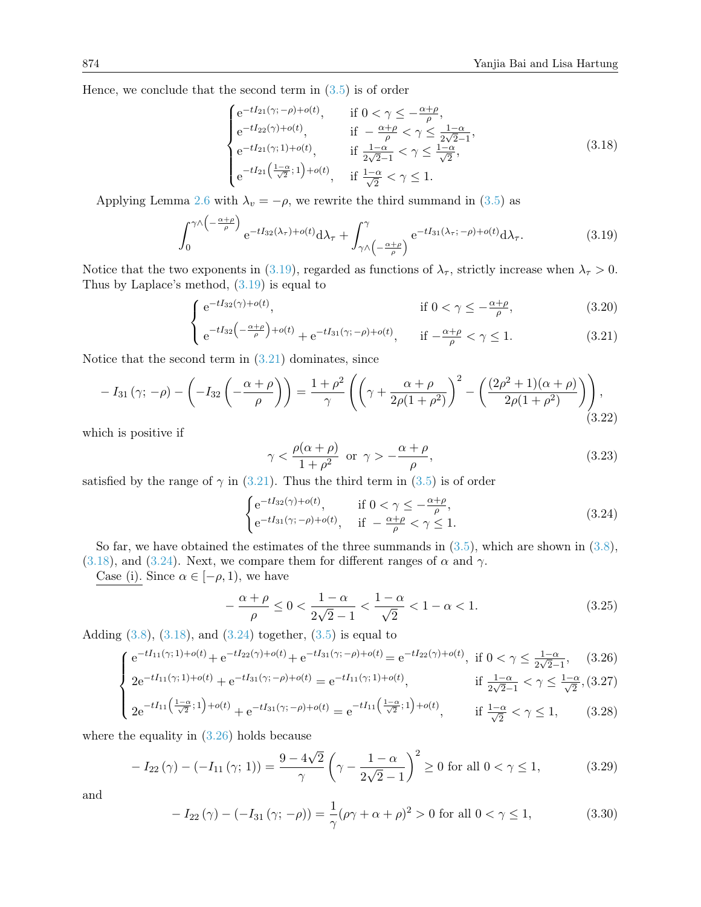Hence, we conclude that the second term in (3.5) is of order

$$\begin{cases} \mathrm{e}^{-tI_{21}(\gamma;-\rho)+o(t)}, & \text{if } 0<\gamma\le -\frac{\alpha+\rho}{\rho}, \\ \mathrm{e}^{-tI_{22}(\gamma)+o(t)}, & \text{if } -\frac{\alpha+\rho}{\rho}<\gamma\le \frac{1-\alpha}{2\sqrt{2}-1}, \\ \mathrm{e}^{-tI_{21}(\gamma;1)+o(t)}, & \text{if } \frac{1-\alpha}{2\sqrt{2}-1}<\gamma\le \frac{1-\alpha}{\sqrt{2}}, \\ \mathrm{e}^{-tI_{21}\left(\frac{1-\alpha}{\sqrt{2}};1\right)+o(t)}, & \text{if } \frac{1-\alpha}{\sqrt{2}}<\gamma\le 1. \end{cases} \tag{3.18}$$

Applying Lemma 2.6 with $\lambda_v=-\rho$, we rewrite the third summand in (3.5) as

$$\int_0^{\gamma\wedge\left(-\frac{\alpha+\rho}{\rho}\right)} \mathrm{e}^{-tI_{32}(\lambda_\tau)+o(t)}\mathrm{d}\lambda_\tau + \int_{\gamma\wedge\left(-\frac{\alpha+\rho}{\rho}\right)}^{\gamma} \mathrm{e}^{-tI_{31}(\lambda_\tau;-\rho)+o(t)}\mathrm{d}\lambda_\tau. \tag{3.19}$$

Notice that the two exponents in (3.19), regarded as functions of $\lambda_\tau$, strictly increase when $\lambda_\tau>0$. Thus by Laplace's method, (3.19) is equal to

$$\begin{cases} \mathrm{e}^{-tI_{32}(\gamma)+o(t)}, & \text{if } 0<\gamma\le -\frac{\alpha+\rho}{\rho}, \quad (3.20)\\ \mathrm{e}^{-tI_{32}\left(-\frac{\alpha+\rho}{\rho}\right)+o(t)} + \mathrm{e}^{-tI_{31}(\gamma;-\rho)+o(t)}, & \text{if } -\frac{\alpha+\rho}{\rho}<\gamma\le 1. \quad (3.21) \end{cases}$$

Notice that the second term in (3.21) dominates, since

$$-I_{31}(\gamma;-\rho) - \left(-I_{32}\left(-\frac{\alpha+\rho}{\rho}\right)\right) = \frac{1+\rho^2}{\gamma}\left(\left(\gamma+\frac{\alpha+\rho}{2\rho(1+\rho^2)}\right)^2 - \left(\frac{(2\rho^2+1)(\alpha+\rho)}{2\rho(1+\rho^2)}\right)\right), \tag{3.22}$$

which is positive if

$$\gamma<\frac{\rho(\alpha+\rho)}{1+\rho^2} \ \text{ or } \ \gamma>-\frac{\alpha+\rho}{\rho}, \tag{3.23}$$

satisfied by the range of $\gamma$ in (3.21). Thus the third term in (3.5) is of order

$$\begin{cases} \mathrm{e}^{-tI_{32}(\gamma)+o(t)}, & \text{if } 0<\gamma\le -\frac{\alpha+\rho}{\rho}, \\ \mathrm{e}^{-tI_{31}(\gamma;-\rho)+o(t)}, & \text{if } -\frac{\alpha+\rho}{\rho}<\gamma\le 1. \end{cases} \tag{3.24}$$

So far, we have obtained the estimates of the three summands in (3.5), which are shown in (3.8), (3.18), and (3.24). Next, we compare them for different ranges of $\alpha$ and $\gamma$.

Case (i). Since $\alpha\in[-\rho,1)$, we have

$$-\frac{\alpha+\rho}{\rho}\le 0<\frac{1-\alpha}{2\sqrt{2}-1}<\frac{1-\alpha}{\sqrt{2}}<1-\alpha<1. \tag{3.25}$$

Adding (3.8), (3.18), and (3.24) together, (3.5) is equal to

$$\begin{cases} \mathrm{e}^{-tI_{11}(\gamma;1)+o(t)} + \mathrm{e}^{-tI_{22}(\gamma)+o(t)} + \mathrm{e}^{-tI_{31}(\gamma;-\rho)+o(t)} = \mathrm{e}^{-tI_{22}(\gamma)+o(t)}, & \text{if } 0<\gamma\le\frac{1-\alpha}{2\sqrt{2}-1}, \quad (3.26)\\ 2\mathrm{e}^{-tI_{11}(\gamma;1)+o(t)} + \mathrm{e}^{-tI_{31}(\gamma;-\rho)+o(t)} = \mathrm{e}^{-tI_{11}(\gamma;1)+o(t)}, & \text{if } \frac{1-\alpha}{2\sqrt{2}-1}<\gamma\le\frac{1-\alpha}{\sqrt{2}}, \quad (3.27)\\ 2\mathrm{e}^{-tI_{11}\left(\frac{1-\alpha}{\sqrt{2}};1\right)+o(t)} + \mathrm{e}^{-tI_{31}(\gamma;-\rho)+o(t)} = \mathrm{e}^{-tI_{11}\left(\frac{1-\alpha}{\sqrt{2}};1\right)+o(t)}, & \text{if } \frac{1-\alpha}{\sqrt{2}}<\gamma\le 1, \quad (3.28) \end{cases}$$

where the equality in (3.26) holds because

$$-I_{22}(\gamma) - (-I_{11}(\gamma;1)) = \frac{9-4\sqrt{2}}{\gamma}\left(\gamma-\frac{1-\alpha}{2\sqrt{2}-1}\right)^2 \ge 0 \text{ for all } 0<\gamma\le 1, \tag{3.29}$$

and

$$-I_{22}(\gamma) - (-I_{31}(\gamma;-\rho)) = \frac{1}{\gamma}(\rho\gamma+\alpha+\rho)^2>0 \text{ for all } 0<\gamma\le 1, \tag{3.30}$$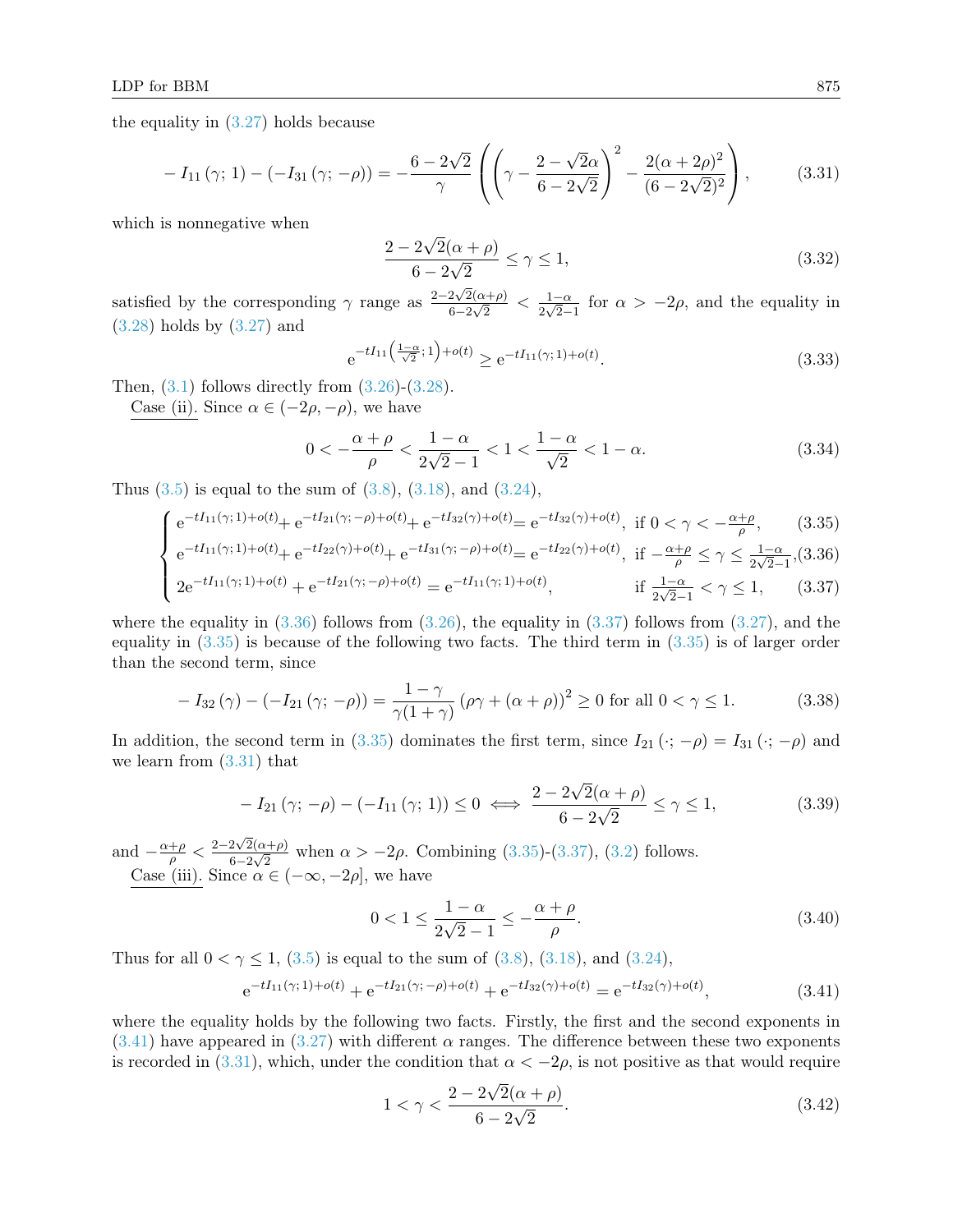the equality in (3.27) holds because

$$
-I_{11}(\gamma;1)-(-I_{31}(\gamma;-\rho)) = -\frac{6-2\sqrt{2}}{\gamma}\left(\left(\gamma-\frac{2-\sqrt{2}\alpha}{6-2\sqrt{2}}\right)^2-\frac{2(\alpha+2\rho)^2}{(6-2\sqrt{2})^2}\right), \tag{3.31}
$$

which is nonnegative when

$$
\frac{2-2\sqrt{2}(\alpha+\rho)}{6-2\sqrt{2}} \le \gamma \le 1, \tag{3.32}
$$

satisfied by the corresponding $\gamma$ range as $\frac{2-2\sqrt{2}(\alpha+\rho)}{6-2\sqrt{2}} < \frac{1-\alpha}{2\sqrt{2}-1}$ for $\alpha > -2\rho$, and the equality in (3.28) holds by (3.27) and

$$
\mathrm{e}^{-tI_{11}\left(\frac{1-\alpha}{\sqrt{2}};1\right)+o(t)} \ge \mathrm{e}^{-tI_{11}(\gamma;1)+o(t)}. \tag{3.33}
$$

Then, (3.1) follows directly from (3.26)-(3.28).

Case (ii). Since $\alpha \in (-2\rho,-\rho)$, we have

$$
0 < -\frac{\alpha+\rho}{\rho} < \frac{1-\alpha}{2\sqrt{2}-1} < 1 < \frac{1-\alpha}{\sqrt{2}} < 1-\alpha. \tag{3.34}
$$

Thus (3.5) is equal to the sum of (3.8), (3.18), and (3.24),

$$
\begin{cases}
\mathrm{e}^{-tI_{11}(\gamma;1)+o(t)}+\mathrm{e}^{-tI_{21}(\gamma;-\rho)+o(t)}+\mathrm{e}^{-tI_{32}(\gamma)+o(t)} = \mathrm{e}^{-tI_{32}(\gamma)+o(t)}, & \text{if } 0<\gamma<-\frac{\alpha+\rho}{\rho}, \quad (3.35)\\
\mathrm{e}^{-tI_{11}(\gamma;1)+o(t)}+\mathrm{e}^{-tI_{22}(\gamma)+o(t)}+\mathrm{e}^{-tI_{31}(\gamma;-\rho)+o(t)} = \mathrm{e}^{-tI_{22}(\gamma)+o(t)}, & \text{if } -\frac{\alpha+\rho}{\rho} \le \gamma \le \frac{1-\alpha}{2\sqrt{2}-1}, \quad (3.36)\\
2\mathrm{e}^{-tI_{11}(\gamma;1)+o(t)}+\mathrm{e}^{-tI_{21}(\gamma;-\rho)+o(t)} = \mathrm{e}^{-tI_{11}(\gamma;1)+o(t)}, & \text{if } \frac{1-\alpha}{2\sqrt{2}-1} < \gamma \le 1, \quad (3.37)
\end{cases}
$$

where the equality in (3.36) follows from (3.26), the equality in (3.37) follows from (3.27), and the equality in (3.35) is because of the following two facts. The third term in (3.35) is of larger order than the second term, since

$$
-I_{32}(\gamma)-(-I_{21}(\gamma;-\rho)) = \frac{1-\gamma}{\gamma(1+\gamma)}\left(\rho\gamma+(\alpha+\rho)\right)^2 \ge 0 \text{ for all } 0<\gamma\le 1. \tag{3.38}
$$

In addition, the second term in (3.35) dominates the first term, since $I_{21}(\cdot;-\rho) = I_{31}(\cdot;-\rho)$ and we learn from (3.31) that

$$
-I_{21}(\gamma;-\rho)-(-I_{11}(\gamma;1)) \le 0 \iff \frac{2-2\sqrt{2}(\alpha+\rho)}{6-2\sqrt{2}} \le \gamma \le 1, \tag{3.39}
$$

and $-\frac{\alpha+\rho}{\rho} < \frac{2-2\sqrt{2}(\alpha+\rho)}{6-2\sqrt{2}}$ when $\alpha > -2\rho$. Combining (3.35)-(3.37), (3.2) follows.

Case (iii). Since $\alpha \in (-\infty,-2\rho]$, we have

$$
0 < 1 \le \frac{1-\alpha}{2\sqrt{2}-1} \le -\frac{\alpha+\rho}{\rho}. \tag{3.40}
$$

Thus for all $0<\gamma\le 1$, (3.5) is equal to the sum of (3.8), (3.18), and (3.24),

$$
\mathrm{e}^{-tI_{11}(\gamma;1)+o(t)}+\mathrm{e}^{-tI_{21}(\gamma;-\rho)+o(t)}+\mathrm{e}^{-tI_{32}(\gamma)+o(t)} = \mathrm{e}^{-tI_{32}(\gamma)+o(t)}, \tag{3.41}
$$

where the equality holds by the following two facts. Firstly, the first and the second exponents in (3.41) have appeared in (3.27) with different $\alpha$ ranges. The difference between these two exponents is recorded in (3.31), which, under the condition that $\alpha < -2\rho$, is not positive as that would require

$$
1 < \gamma < \frac{2-2\sqrt{2}(\alpha+\rho)}{6-2\sqrt{2}}. \tag{3.42}
$$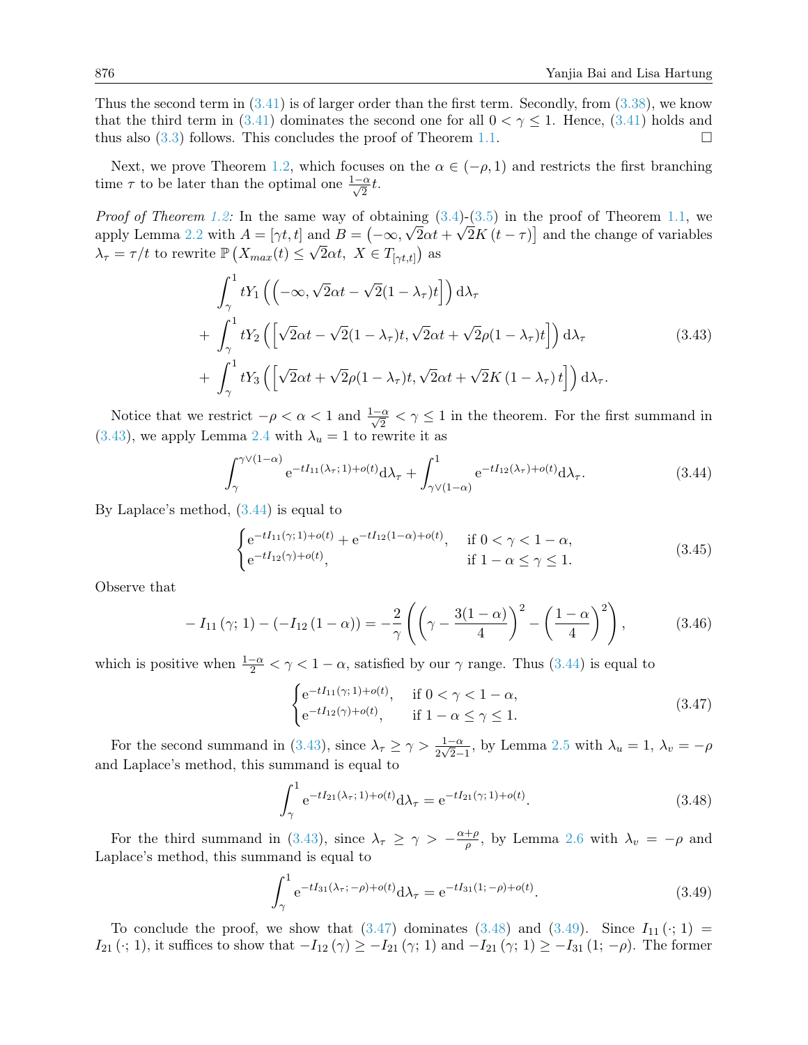Thus the second term in (3.41) is of larger order than the first term. Secondly, from (3.38), we know that the third term in (3.41) dominates the second one for all $0<\gamma\le 1$. Hence, (3.41) holds and thus also (3.3) follows. This concludes the proof of Theorem 1.1. $\square$

Next, we prove Theorem 1.2, which focuses on the $\alpha \in (-\rho, 1)$ and restricts the first branching time $\tau$ to be later than the optimal one $\frac{1-\alpha}{\sqrt{2}}t$.

*Proof of Theorem 1.2:* In the same way of obtaining (3.4)-(3.5) in the proof of Theorem 1.1, we apply Lemma 2.2 with $A=[\gamma t, t]$ and $B=\left(-\infty, \sqrt{2}\alpha t+\sqrt{2}K\left(t-\tau\right)\right]$ and the change of variables $\lambda_\tau = \tau/t$ to rewrite $\mathbb{P}\left(X_{max}(t)\le \sqrt{2}\alpha t,\ X\in T_{[\gamma t,t]}\right)$ as

$$
\begin{aligned}
&\int_\gamma^1 tY_1\left(\left(-\infty, \sqrt{2}\alpha t-\sqrt{2}(1-\lambda_\tau)t\right]\right)\mathrm{d}\lambda_\tau \\
&+\int_\gamma^1 tY_2\left(\left[\sqrt{2}\alpha t-\sqrt{2}(1-\lambda_\tau)t, \sqrt{2}\alpha t+\sqrt{2}\rho(1-\lambda_\tau)t\right]\right)\mathrm{d}\lambda_\tau \qquad (3.43)\\
&+\int_\gamma^1 tY_3\left(\left[\sqrt{2}\alpha t+\sqrt{2}\rho(1-\lambda_\tau)t, \sqrt{2}\alpha t+\sqrt{2}K\left(1-\lambda_\tau\right)t\right]\right)\mathrm{d}\lambda_\tau .
\end{aligned}
$$

Notice that we restrict $-\rho<\alpha<1$ and $\frac{1-\alpha}{\sqrt{2}}<\gamma\le 1$ in the theorem. For the first summand in (3.43), we apply Lemma 2.4 with $\lambda_u=1$ to rewrite it as

$$
\int_\gamma^{\gamma\vee(1-\alpha)} \mathrm{e}^{-tI_{11}(\lambda_\tau;\,1)+o(t)}\mathrm{d}\lambda_\tau+\int_{\gamma\vee(1-\alpha)}^1 \mathrm{e}^{-tI_{12}(\lambda_\tau)+o(t)}\mathrm{d}\lambda_\tau . \qquad (3.44)
$$

By Laplace's method, (3.44) is equal to

$$
\begin{cases}
\mathrm{e}^{-tI_{11}(\gamma;\,1)+o(t)}+\mathrm{e}^{-tI_{12}(1-\alpha)+o(t)}, & \text{if } 0<\gamma<1-\alpha,\\
\mathrm{e}^{-tI_{12}(\gamma)+o(t)}, & \text{if } 1-\alpha\le\gamma\le 1.
\end{cases} \qquad (3.45)
$$

Observe that

$$
-I_{11}\left(\gamma;\,1\right)-\left(-I_{12}\left(1-\alpha\right)\right)=-\frac{2}{\gamma}\left(\left(\gamma-\frac{3(1-\alpha)}{4}\right)^2-\left(\frac{1-\alpha}{4}\right)^2\right), \qquad (3.46)
$$

which is positive when $\frac{1-\alpha}{2}<\gamma<1-\alpha$, satisfied by our $\gamma$ range. Thus (3.44) is equal to

$$
\begin{cases}
\mathrm{e}^{-tI_{11}(\gamma;\,1)+o(t)}, & \text{if } 0<\gamma<1-\alpha,\\
\mathrm{e}^{-tI_{12}(\gamma)+o(t)}, & \text{if } 1-\alpha\le\gamma\le 1.
\end{cases} \qquad (3.47)
$$

For the second summand in (3.43), since $\lambda_\tau\ge\gamma>\frac{1-\alpha}{2\sqrt{2}-1}$, by Lemma 2.5 with $\lambda_u=1$, $\lambda_v=-\rho$ and Laplace's method, this summand is equal to

$$
\int_\gamma^1 \mathrm{e}^{-tI_{21}(\lambda_\tau;\,1)+o(t)}\mathrm{d}\lambda_\tau=\mathrm{e}^{-tI_{21}(\gamma;\,1)+o(t)}. \qquad (3.48)
$$

For the third summand in (3.43), since $\lambda_\tau\ge\gamma>-\frac{\alpha+\rho}{\rho}$, by Lemma 2.6 with $\lambda_v=-\rho$ and Laplace's method, this summand is equal to

$$
\int_\gamma^1 \mathrm{e}^{-tI_{31}(\lambda_\tau;\,-\rho)+o(t)}\mathrm{d}\lambda_\tau=\mathrm{e}^{-tI_{31}(1;\,-\rho)+o(t)}. \qquad (3.49)
$$

To conclude the proof, we show that (3.47) dominates (3.48) and (3.49). Since $I_{11}\left(\cdot;\,1\right)=I_{21}\left(\cdot;\,1\right)$, it suffices to show that $-I_{12}\left(\gamma\right)\ge -I_{21}\left(\gamma;\,1\right)$ and $-I_{21}\left(\gamma;\,1\right)\ge -I_{31}\left(1;\,-\rho\right)$. The former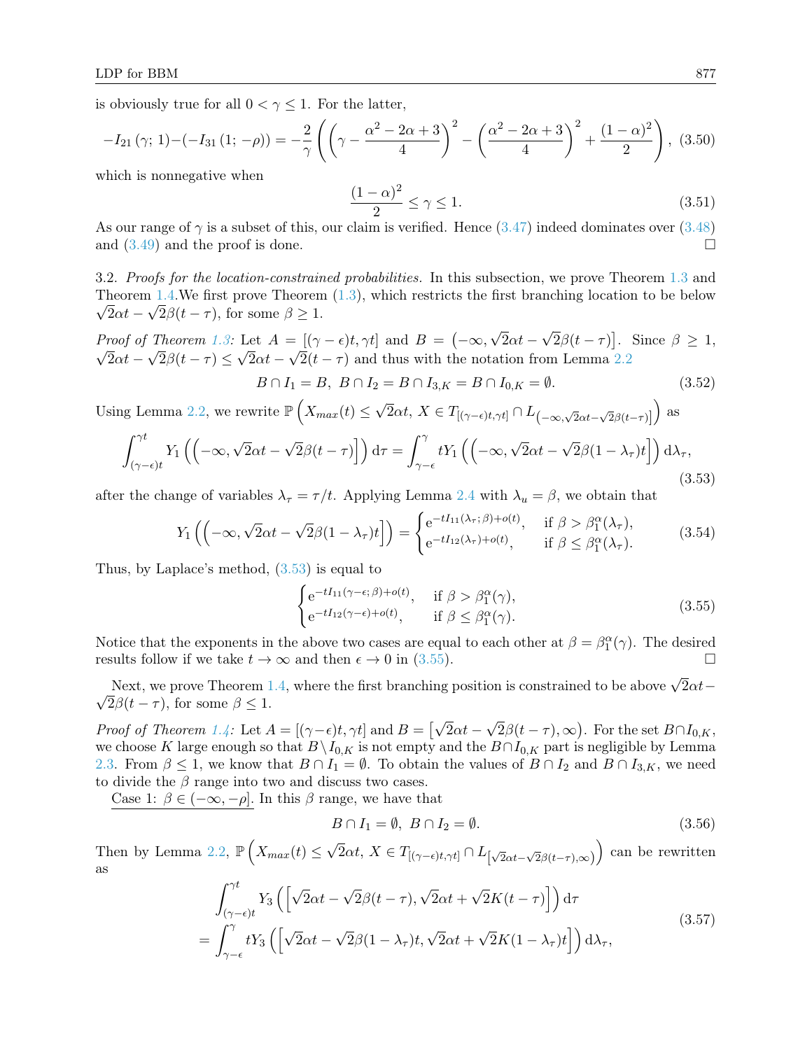is obviously true for all $0 < \gamma \leq 1$. For the latter,

$$-I_{21}(\gamma; 1) - (-I_{31}(1; -\rho)) = -\frac{2}{\gamma}\left(\left(\gamma - \frac{\alpha^2 - 2\alpha + 3}{4}\right)^2 - \left(\frac{\alpha^2 - 2\alpha + 3}{4}\right)^2 + \frac{(1-\alpha)^2}{2}\right), \quad (3.50)$$

which is nonnegative when

$$\frac{(1-\alpha)^2}{2} \leq \gamma \leq 1. \quad (3.51)$$

As our range of $\gamma$ is a subset of this, our claim is verified. Hence (3.47) indeed dominates over (3.48) and (3.49) and the proof is done. □

3.2. *Proofs for the location-constrained probabilities.* In this subsection, we prove Theorem 1.3 and Theorem 1.4.We first prove Theorem (1.3), which restricts the first branching location to be below $\sqrt{2}\alpha t - \sqrt{2}\beta(t-\tau)$, for some $\beta \geq 1$.

*Proof of Theorem 1.3:* Let $A = [(\gamma - \epsilon)t, \gamma t]$ and $B = \left(-\infty, \sqrt{2}\alpha t - \sqrt{2}\beta(t-\tau)\right]$. Since $\beta \geq 1$, $\sqrt{2}\alpha t - \sqrt{2}\beta(t-\tau) \leq \sqrt{2}\alpha t - \sqrt{2}(t-\tau)$ and thus with the notation from Lemma 2.2

$$B \cap I_1 = B,\ B \cap I_2 = B \cap I_{3,K} = B \cap I_{0,K} = \emptyset. \quad (3.52)$$

Using Lemma 2.2, we rewrite $\mathbb{P}\left(X_{max}(t) \leq \sqrt{2}\alpha t,\ X \in T_{[(\gamma-\epsilon)t, \gamma t]} \cap L_{\left(-\infty, \sqrt{2}\alpha t - \sqrt{2}\beta(t-\tau)\right]}\right)$ as

$$\int_{(\gamma-\epsilon)t}^{\gamma t} Y_1\left(\left(-\infty, \sqrt{2}\alpha t - \sqrt{2}\beta(t-\tau)\right]\right) \mathrm{d}\tau = \int_{\gamma-\epsilon}^{\gamma} t Y_1\left(\left(-\infty, \sqrt{2}\alpha t - \sqrt{2}\beta(1-\lambda_\tau)t\right]\right) \mathrm{d}\lambda_\tau, \quad (3.53)$$

after the change of variables $\lambda_\tau = \tau/t$. Applying Lemma 2.4 with $\lambda_u = \beta$, we obtain that

$$Y_1\left(\left(-\infty, \sqrt{2}\alpha t - \sqrt{2}\beta(1-\lambda_\tau)t\right]\right) = \begin{cases} \mathrm{e}^{-tI_{11}(\lambda_\tau;\beta)+o(t)}, & \text{if } \beta > \beta_1^\alpha(\lambda_\tau), \\ \mathrm{e}^{-tI_{12}(\lambda_\tau)+o(t)}, & \text{if } \beta \leq \beta_1^\alpha(\lambda_\tau). \end{cases} \quad (3.54)$$

Thus, by Laplace's method, (3.53) is equal to

$$\begin{cases} \mathrm{e}^{-tI_{11}(\gamma-\epsilon;\beta)+o(t)}, & \text{if } \beta > \beta_1^\alpha(\gamma), \\ \mathrm{e}^{-tI_{12}(\gamma-\epsilon)+o(t)}, & \text{if } \beta \leq \beta_1^\alpha(\gamma). \end{cases} \quad (3.55)$$

Notice that the exponents in the above two cases are equal to each other at $\beta = \beta_1^\alpha(\gamma)$. The desired results follow if we take $t \to \infty$ and then $\epsilon \to 0$ in (3.55). □

Next, we prove Theorem 1.4, where the first branching position is constrained to be above $\sqrt{2}\alpha t - \sqrt{2}\beta(t-\tau)$, for some $\beta \leq 1$.

*Proof of Theorem 1.4:* Let $A = [(\gamma-\epsilon)t, \gamma t]$ and $B = \left[\sqrt{2}\alpha t - \sqrt{2}\beta(t-\tau), \infty\right)$. For the set $B \cap I_{0,K}$, we choose $K$ large enough so that $B \setminus I_{0,K}$ is not empty and the $B \cap I_{0,K}$ part is negligible by Lemma 2.3. From $\beta \leq 1$, we know that $B \cap I_1 = \emptyset$. To obtain the values of $B \cap I_2$ and $B \cap I_{3,K}$, we need to divide the $\beta$ range into two and discuss two cases.

Case 1: $\beta \in (-\infty, -\rho]$. In this $\beta$ range, we have that

$$B \cap I_1 = \emptyset,\ B \cap I_2 = \emptyset. \quad (3.56)$$

Then by Lemma 2.2, $\mathbb{P}\left(X_{max}(t) \leq \sqrt{2}\alpha t,\ X \in T_{[(\gamma-\epsilon)t, \gamma t]} \cap L_{\left[\sqrt{2}\alpha t - \sqrt{2}\beta(t-\tau), \infty\right)}\right)$ can be rewritten as

$$\begin{aligned} &\int_{(\gamma-\epsilon)t}^{\gamma t} Y_3\left(\left[\sqrt{2}\alpha t - \sqrt{2}\beta(t-\tau), \sqrt{2}\alpha t + \sqrt{2}K(t-\tau)\right]\right) \mathrm{d}\tau \\ = &\int_{\gamma-\epsilon}^{\gamma} t Y_3\left(\left[\sqrt{2}\alpha t - \sqrt{2}\beta(1-\lambda_\tau)t, \sqrt{2}\alpha t + \sqrt{2}K(1-\lambda_\tau)t\right]\right) \mathrm{d}\lambda_\tau, \end{aligned} \quad (3.57)$$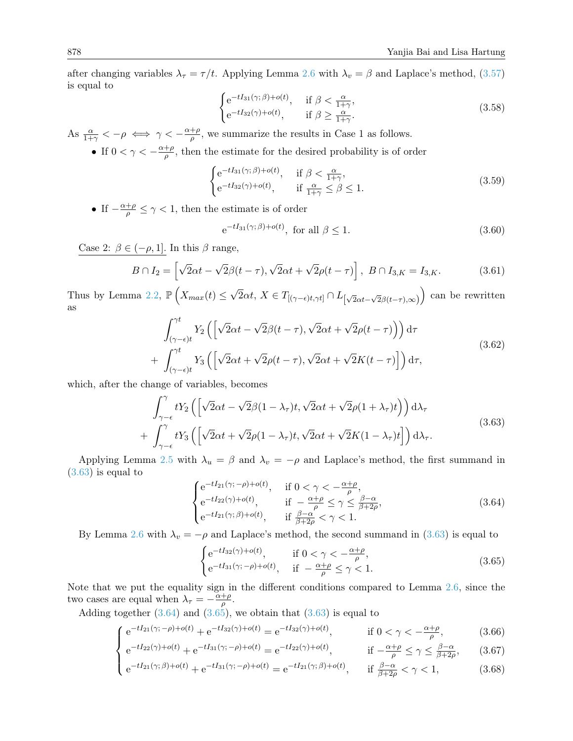after changing variables $\lambda_\tau = \tau/t$. Applying Lemma 2.6 with $\lambda_v = \beta$ and Laplace's method, (3.57) is equal to

$$
\begin{cases}
\mathrm{e}^{-tI_{31}(\gamma;\beta)+o(t)}, & \text{if } \beta < \frac{\alpha}{1+\gamma}, \\
\mathrm{e}^{-tI_{32}(\gamma)+o(t)}, & \text{if } \beta \geq \frac{\alpha}{1+\gamma}.
\end{cases}
\tag{3.58}
$$

As $\frac{\alpha}{1+\gamma} < -\rho \iff \gamma < -\frac{\alpha+\rho}{\rho}$, we summarize the results in Case 1 as follows.

- If $0 < \gamma < -\frac{\alpha+\rho}{\rho}$, then the estimate for the desired probability is of order

$$
\begin{cases}
\mathrm{e}^{-tI_{31}(\gamma;\beta)+o(t)}, & \text{if } \beta < \frac{\alpha}{1+\gamma}, \\
\mathrm{e}^{-tI_{32}(\gamma)+o(t)}, & \text{if } \frac{\alpha}{1+\gamma} \leq \beta \leq 1.
\end{cases}
\tag{3.59}
$$

- If $-\frac{\alpha+\rho}{\rho} \leq \gamma < 1$, then the estimate is of order

$$
\mathrm{e}^{-tI_{31}(\gamma;\beta)+o(t)}, \text{ for all } \beta \leq 1. \tag{3.60}
$$

Case 2: $\beta \in (-\rho, 1]$. In this $\beta$ range,

$$
B \cap I_2 = \left[\sqrt{2}\alpha t - \sqrt{2}\beta(t-\tau), \sqrt{2}\alpha t + \sqrt{2}\rho(t-\tau)\right], \; B \cap I_{3,K} = I_{3,K}. \tag{3.61}
$$

Thus by Lemma 2.2, $\mathbb{P}\left(X_{max}(t) \leq \sqrt{2}\alpha t,\, X \in T_{[(\gamma-\epsilon)t,\gamma t]} \cap L_{\left[\sqrt{2}\alpha t - \sqrt{2}\beta(t-\tau),\infty\right)}\right)$ can be rewritten as

$$
\begin{aligned}
&\int_{(\gamma-\epsilon)t}^{\gamma t} Y_2\left(\left[\sqrt{2}\alpha t - \sqrt{2}\beta(t-\tau), \sqrt{2}\alpha t + \sqrt{2}\rho(t-\tau)\right)\right) \mathrm{d}\tau \\
&+ \int_{(\gamma-\epsilon)t}^{\gamma t} Y_3\left(\left[\sqrt{2}\alpha t + \sqrt{2}\rho(t-\tau), \sqrt{2}\alpha t + \sqrt{2}K(t-\tau)\right]\right) \mathrm{d}\tau,
\end{aligned}
\tag{3.62}
$$

which, after the change of variables, becomes

$$
\begin{aligned}
&\int_{\gamma-\epsilon}^{\gamma} tY_2\left(\left[\sqrt{2}\alpha t - \sqrt{2}\beta(1-\lambda_\tau)t, \sqrt{2}\alpha t + \sqrt{2}\rho(1+\lambda_\tau)t\right)\right) \mathrm{d}\lambda_\tau \\
&+ \int_{\gamma-\epsilon}^{\gamma} tY_3\left(\left[\sqrt{2}\alpha t + \sqrt{2}\rho(1-\lambda_\tau)t, \sqrt{2}\alpha t + \sqrt{2}K(1-\lambda_\tau)t\right]\right) \mathrm{d}\lambda_\tau.
\end{aligned}
\tag{3.63}
$$

Applying Lemma 2.5 with $\lambda_u = \beta$ and $\lambda_v = -\rho$ and Laplace's method, the first summand in (3.63) is equal to

$$
\begin{cases}
\mathrm{e}^{-tI_{21}(\gamma;-\rho)+o(t)}, & \text{if } 0 < \gamma < -\frac{\alpha+\rho}{\rho}, \\
\mathrm{e}^{-tI_{22}(\gamma)+o(t)}, & \text{if } -\frac{\alpha+\rho}{\rho} \leq \gamma \leq \frac{\beta-\alpha}{\beta+2\rho}, \\
\mathrm{e}^{-tI_{21}(\gamma;\beta)+o(t)}, & \text{if } \frac{\beta-\alpha}{\beta+2\rho} < \gamma < 1.
\end{cases}
\tag{3.64}
$$

By Lemma 2.6 with $\lambda_v = -\rho$ and Laplace's method, the second summand in (3.63) is equal to

$$
\begin{cases}
\mathrm{e}^{-tI_{32}(\gamma)+o(t)}, & \text{if } 0 < \gamma < -\frac{\alpha+\rho}{\rho}, \\
\mathrm{e}^{-tI_{31}(\gamma;-\rho)+o(t)}, & \text{if } -\frac{\alpha+\rho}{\rho} \leq \gamma < 1.
\end{cases}
\tag{3.65}
$$

Note that we put the equality sign in the different conditions compared to Lemma 2.6, since the two cases are equal when $\lambda_\tau = -\frac{\alpha+\rho}{\rho}$.

Adding together (3.64) and (3.65), we obtain that (3.63) is equal to

$$
\begin{cases}
\mathrm{e}^{-tI_{21}(\gamma;-\rho)+o(t)} + \mathrm{e}^{-tI_{32}(\gamma)+o(t)} = \mathrm{e}^{-tI_{32}(\gamma)+o(t)}, & \text{if } 0 < \gamma < -\frac{\alpha+\rho}{\rho}, \quad (3.66)\\
\mathrm{e}^{-tI_{22}(\gamma)+o(t)} + \mathrm{e}^{-tI_{31}(\gamma;-\rho)+o(t)} = \mathrm{e}^{-tI_{22}(\gamma)+o(t)}, & \text{if } -\frac{\alpha+\rho}{\rho} \leq \gamma \leq \frac{\beta-\alpha}{\beta+2\rho}, \quad (3.67)\\
\mathrm{e}^{-tI_{21}(\gamma;\beta)+o(t)} + \mathrm{e}^{-tI_{31}(\gamma;-\rho)+o(t)} = \mathrm{e}^{-tI_{21}(\gamma;\beta)+o(t)}, & \text{if } \frac{\beta-\alpha}{\beta+2\rho} < \gamma < 1, \quad (3.68)
\end{cases}
$$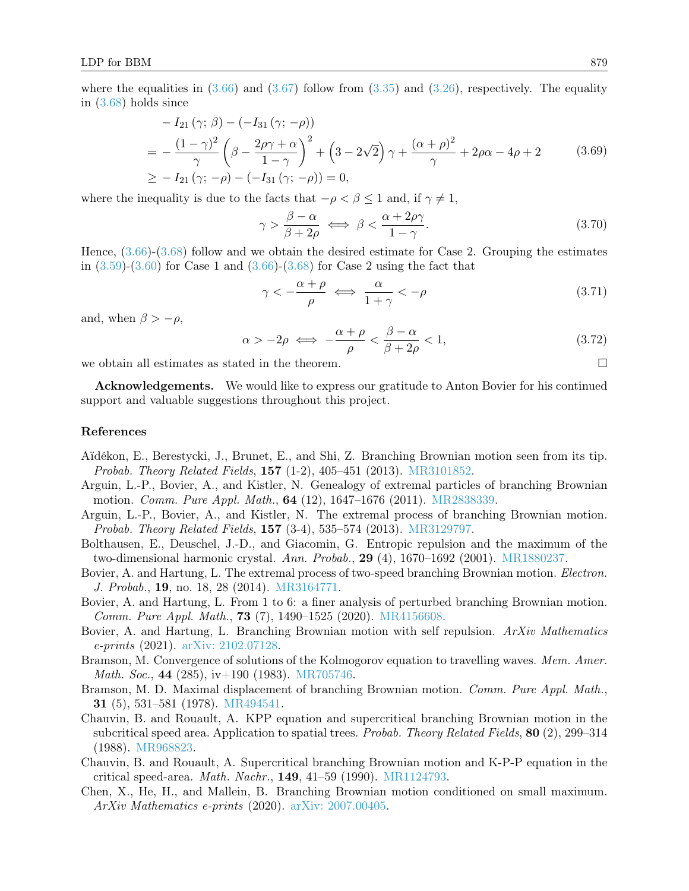where the equalities in (3.66) and (3.67) follow from (3.35) and (3.26), respectively. The equality in (3.68) holds since

$$
\begin{aligned}
& - I_{21}(\gamma;\beta) - (-I_{31}(\gamma;-\rho)) \\
={}& -\frac{(1-\gamma)^2}{\gamma}\left(\beta - \frac{2\rho\gamma+\alpha}{1-\gamma}\right)^2 + \left(3-2\sqrt{2}\right)\gamma + \frac{(\alpha+\rho)^2}{\gamma} + 2\rho\alpha - 4\rho + 2 \\
\geq{}& - I_{21}(\gamma;-\rho) - (-I_{31}(\gamma;-\rho)) = 0,
\end{aligned}
\tag{3.69}
$$

where the inequality is due to the facts that $-\rho < \beta \leq 1$ and, if $\gamma \neq 1$,

$$
\gamma > \frac{\beta-\alpha}{\beta+2\rho} \iff \beta < \frac{\alpha+2\rho\gamma}{1-\gamma}. \tag{3.70}
$$

Hence, (3.66)-(3.68) follow and we obtain the desired estimate for Case 2. Grouping the estimates in (3.59)-(3.60) for Case 1 and (3.66)-(3.68) for Case 2 using the fact that

$$
\gamma < -\frac{\alpha+\rho}{\rho} \iff \frac{\alpha}{1+\gamma} < -\rho \tag{3.71}
$$

and, when $\beta > -\rho$,

$$
\alpha > -2\rho \iff -\frac{\alpha+\rho}{\rho} < \frac{\beta-\alpha}{\beta+2\rho} < 1, \tag{3.72}
$$

we obtain all estimates as stated in the theorem. □

**Acknowledgements.** We would like to express our gratitude to Anton Bovier for his continued support and valuable suggestions throughout this project.

## References

Aïdékon, E., Berestycki, J., Brunet, E., and Shi, Z. Branching Brownian motion seen from its tip. *Probab. Theory Related Fields*, **157** (1-2), 405–451 (2013). MR3101852.

Arguin, L.-P., Bovier, A., and Kistler, N. Genealogy of extremal particles of branching Brownian motion. *Comm. Pure Appl. Math.*, **64** (12), 1647–1676 (2011). MR2838339.

Arguin, L.-P., Bovier, A., and Kistler, N. The extremal process of branching Brownian motion. *Probab. Theory Related Fields*, **157** (3-4), 535–574 (2013). MR3129797.

Bolthausen, E., Deuschel, J.-D., and Giacomin, G. Entropic repulsion and the maximum of the two-dimensional harmonic crystal. *Ann. Probab.*, **29** (4), 1670–1692 (2001). MR1880237.

Bovier, A. and Hartung, L. The extremal process of two-speed branching Brownian motion. *Electron. J. Probab.*, **19**, no. 18, 28 (2014). MR3164771.

Bovier, A. and Hartung, L. From 1 to 6: a finer analysis of perturbed branching Brownian motion. *Comm. Pure Appl. Math.*, **73** (7), 1490–1525 (2020). MR4156608.

Bovier, A. and Hartung, L. Branching Brownian motion with self repulsion. *ArXiv Mathematics e-prints* (2021). arXiv: 2102.07128.

Bramson, M. Convergence of solutions of the Kolmogorov equation to travelling waves. *Mem. Amer. Math. Soc.*, **44** (285), iv+190 (1983). MR705746.

Bramson, M. D. Maximal displacement of branching Brownian motion. *Comm. Pure Appl. Math.*, **31** (5), 531–581 (1978). MR494541.

Chauvin, B. and Rouault, A. KPP equation and supercritical branching Brownian motion in the subcritical speed area. Application to spatial trees. *Probab. Theory Related Fields*, **80** (2), 299–314 (1988). MR968823.

Chauvin, B. and Rouault, A. Supercritical branching Brownian motion and K-P-P equation in the critical speed-area. *Math. Nachr.*, **149**, 41–59 (1990). MR1124793.

Chen, X., He, H., and Mallein, B. Branching Brownian motion conditioned on small maximum. *ArXiv Mathematics e-prints* (2020). arXiv: 2007.00405.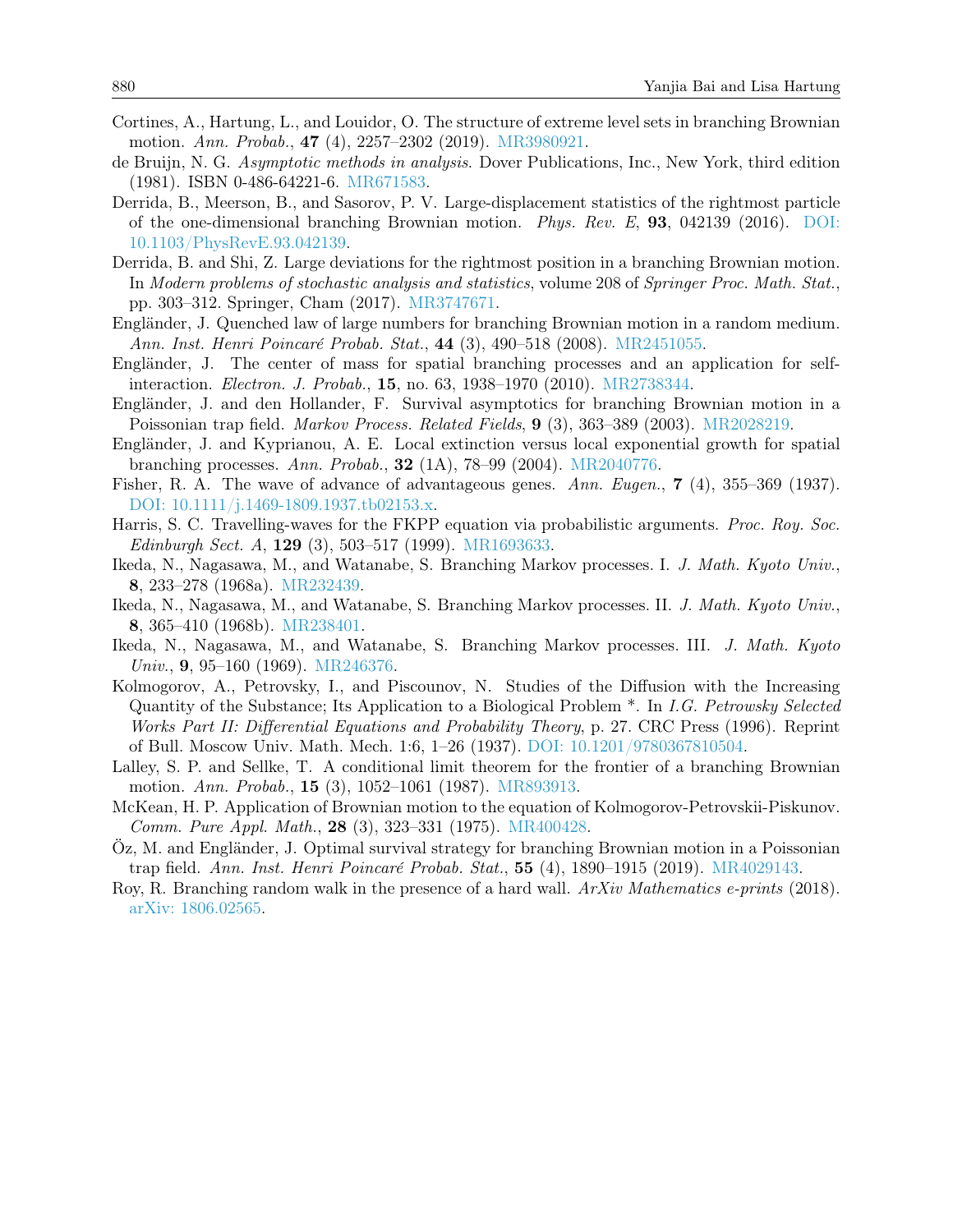Cortines, A., Hartung, L., and Louidor, O. The structure of extreme level sets in branching Brownian motion. *Ann. Probab.*, **47** (4), 2257–2302 (2019). MR3980921.

de Bruijn, N. G. *Asymptotic methods in analysis*. Dover Publications, Inc., New York, third edition (1981). ISBN 0-486-64221-6. MR671583.

Derrida, B., Meerson, B., and Sasorov, P. V. Large-displacement statistics of the rightmost particle of the one-dimensional branching Brownian motion. *Phys. Rev. E*, **93**, 042139 (2016). DOI: 10.1103/PhysRevE.93.042139.

Derrida, B. and Shi, Z. Large deviations for the rightmost position in a branching Brownian motion. In *Modern problems of stochastic analysis and statistics*, volume 208 of *Springer Proc. Math. Stat.*, pp. 303–312. Springer, Cham (2017). MR3747671.

Engländer, J. Quenched law of large numbers for branching Brownian motion in a random medium. *Ann. Inst. Henri Poincaré Probab. Stat.*, **44** (3), 490–518 (2008). MR2451055.

Engländer, J. The center of mass for spatial branching processes and an application for self-interaction. *Electron. J. Probab.*, **15**, no. 63, 1938–1970 (2010). MR2738344.

Engländer, J. and den Hollander, F. Survival asymptotics for branching Brownian motion in a Poissonian trap field. *Markov Process. Related Fields*, **9** (3), 363–389 (2003). MR2028219.

Engländer, J. and Kyprianou, A. E. Local extinction versus local exponential growth for spatial branching processes. *Ann. Probab.*, **32** (1A), 78–99 (2004). MR2040776.

Fisher, R. A. The wave of advance of advantageous genes. *Ann. Eugen.*, **7** (4), 355–369 (1937). DOI: 10.1111/j.1469-1809.1937.tb02153.x.

Harris, S. C. Travelling-waves for the FKPP equation via probabilistic arguments. *Proc. Roy. Soc. Edinburgh Sect. A*, **129** (3), 503–517 (1999). MR1693633.

Ikeda, N., Nagasawa, M., and Watanabe, S. Branching Markov processes. I. *J. Math. Kyoto Univ.*, **8**, 233–278 (1968a). MR232439.

Ikeda, N., Nagasawa, M., and Watanabe, S. Branching Markov processes. II. *J. Math. Kyoto Univ.*, **8**, 365–410 (1968b). MR238401.

Ikeda, N., Nagasawa, M., and Watanabe, S. Branching Markov processes. III. *J. Math. Kyoto Univ.*, **9**, 95–160 (1969). MR246376.

Kolmogorov, A., Petrovsky, I., and Piscounov, N. Studies of the Diffusion with the Increasing Quantity of the Substance; Its Application to a Biological Problem *. In *I.G. Petrowsky Selected Works Part II: Differential Equations and Probability Theory*, p. 27. CRC Press (1996). Reprint of Bull. Moscow Univ. Math. Mech. 1:6, 1–26 (1937). DOI: 10.1201/9780367810504.

Lalley, S. P. and Sellke, T. A conditional limit theorem for the frontier of a branching Brownian motion. *Ann. Probab.*, **15** (3), 1052–1061 (1987). MR893913.

McKean, H. P. Application of Brownian motion to the equation of Kolmogorov-Petrovskii-Piskunov. *Comm. Pure Appl. Math.*, **28** (3), 323–331 (1975). MR400428.

Öz, M. and Engländer, J. Optimal survival strategy for branching Brownian motion in a Poissonian trap field. *Ann. Inst. Henri Poincaré Probab. Stat.*, **55** (4), 1890–1915 (2019). MR4029143.

Roy, R. Branching random walk in the presence of a hard wall. *ArXiv Mathematics e-prints* (2018). arXiv: 1806.02565.